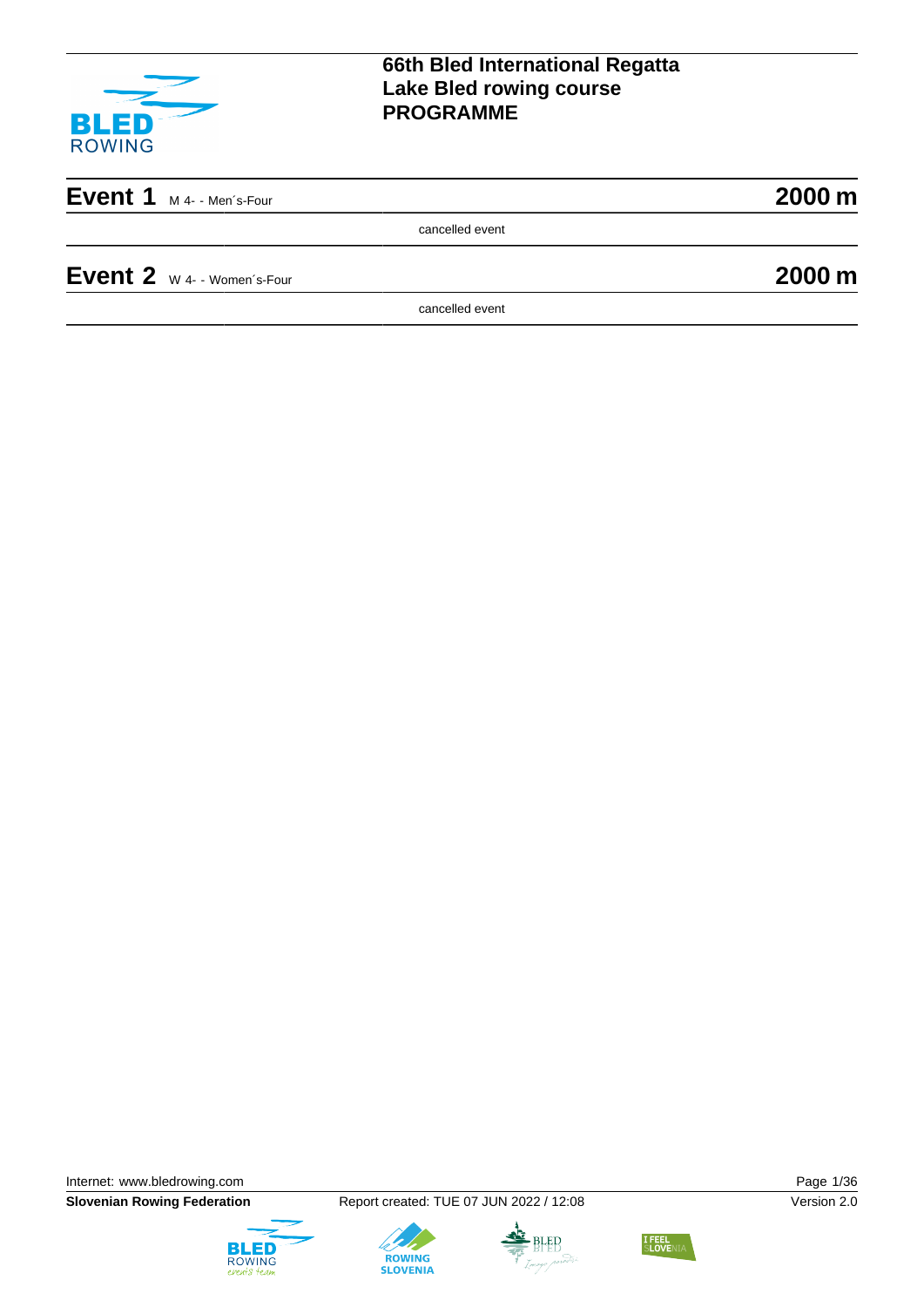# 66th Bled International Regatta
# Lake Bled rowing course
# PROGRAMME

## Event 1 M 4- - Men´s-Four — 2000 m

cancelled event

## Event 2 W 4- - Women´s-Four — 2000 m

cancelled event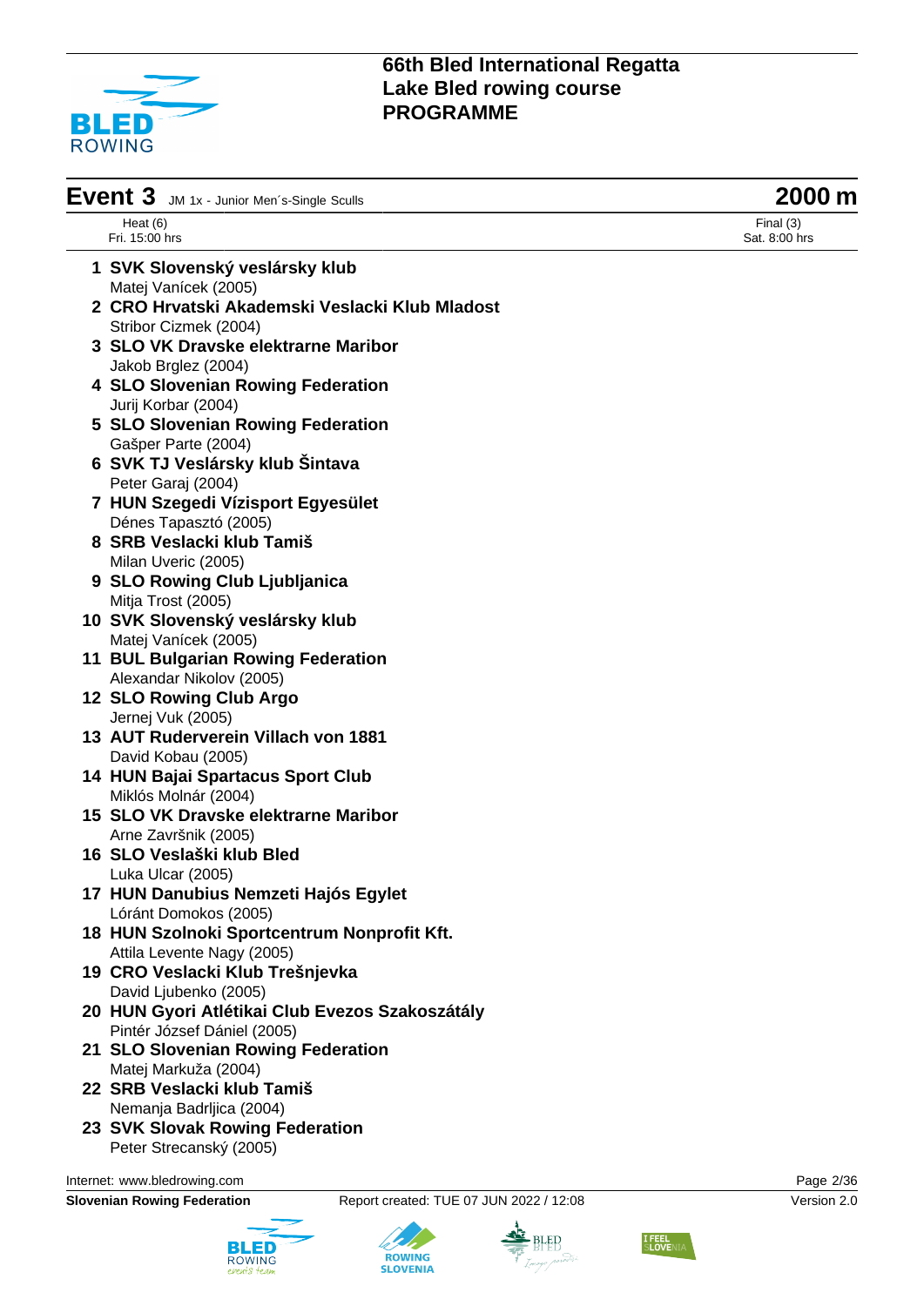# 66th Bled International Regatta
# Lake Bled rowing course
# PROGRAMME

## Event 3 JM 1x - Junior Men´s-Single Sculls — 2000 m

| Heat (6) | Final (3) |
|---|---|
| Fri. 15:00 hrs | Sat. 8:00 hrs |

1. **SVK Slovenský veslársky klub**
   Matej Vanícek (2005)
2. **CRO Hrvatski Akademski Veslacki Klub Mladost**
   Stribor Cizmek (2004)
3. **SLO VK Dravske elektrarne Maribor**
   Jakob Brglez (2004)
4. **SLO Slovenian Rowing Federation**
   Jurij Korbar (2004)
5. **SLO Slovenian Rowing Federation**
   Gašper Parte (2004)
6. **SVK TJ Veslársky klub Šintava**
   Peter Garaj (2004)
7. **HUN Szegedi Vízisport Egyesület**
   Dénes Tapasztó (2005)
8. **SRB Veslacki klub Tamiš**
   Milan Uveric (2005)
9. **SLO Rowing Club Ljubljanica**
   Mitja Trost (2005)
10. **SVK Slovenský veslársky klub**
    Matej Vanícek (2005)
11. **BUL Bulgarian Rowing Federation**
    Alexandar Nikolov (2005)
12. **SLO Rowing Club Argo**
    Jernej Vuk (2005)
13. **AUT Ruderverein Villach von 1881**
    David Kobau (2005)
14. **HUN Bajai Spartacus Sport Club**
    Miklós Molnár (2004)
15. **SLO VK Dravske elektrarne Maribor**
    Arne Završnik (2005)
16. **SLO Veslaški klub Bled**
    Luka Ulcar (2005)
17. **HUN Danubius Nemzeti Hajós Egylet**
    Lóránt Domokos (2005)
18. **HUN Szolnoki Sportcentrum Nonprofit Kft.**
    Attila Levente Nagy (2005)
19. **CRO Veslacki Klub Trešnjevka**
    David Ljubenko (2005)
20. **HUN Gyori Atlétikai Club Evezos Szakoszátály**
    Pintér József Dániel (2005)
21. **SLO Slovenian Rowing Federation**
    Matej Markuža (2004)
22. **SRB Veslacki klub Tamiš**
    Nemanja Badrljica (2004)
23. **SVK Slovak Rowing Federation**
    Peter Strecanský (2005)

Internet: www.bledrowing.com

**Slovenian Rowing Federation** — Report created: TUE 07 JUN 2022 / 12:08 — Version 2.0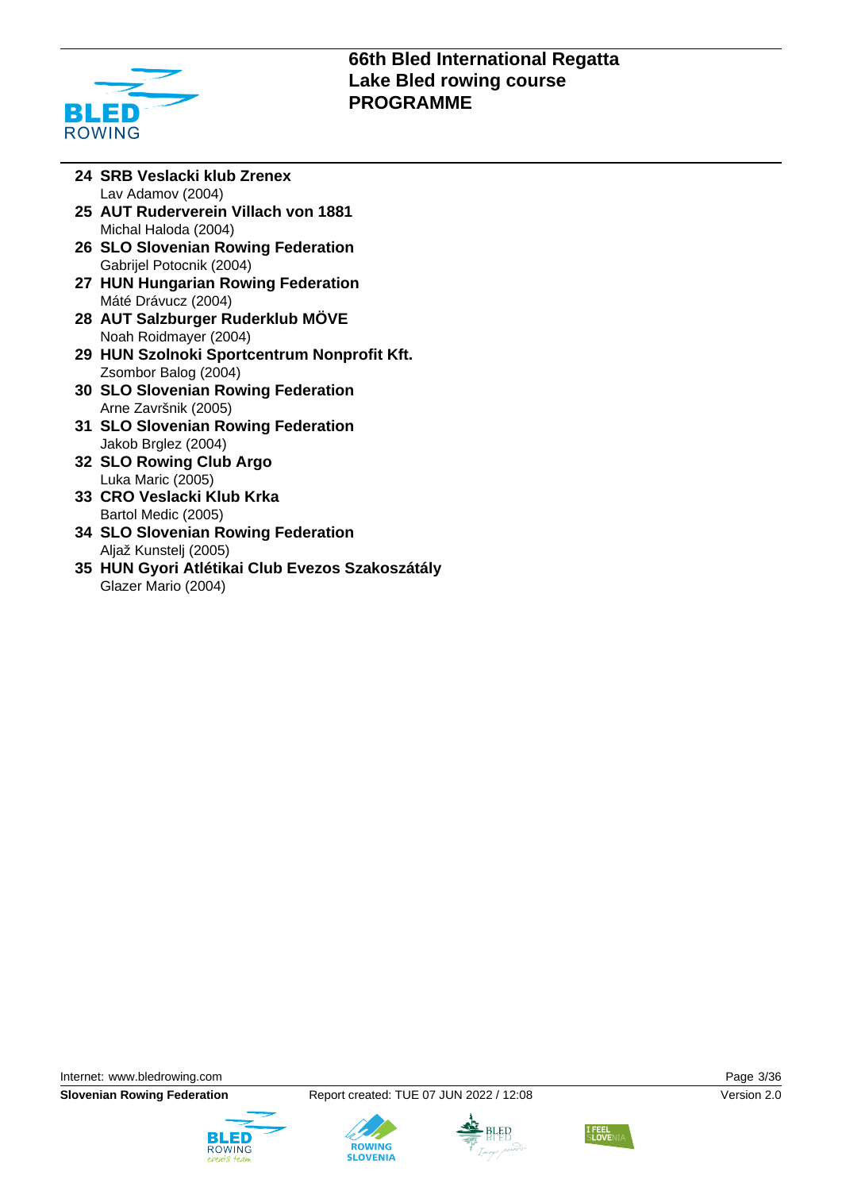**24 SRB Veslacki klub Zrenex**
Lav Adamov (2004)

**25 AUT Ruderverein Villach von 1881**
Michal Haloda (2004)

**26 SLO Slovenian Rowing Federation**
Gabrijel Potocnik (2004)

**27 HUN Hungarian Rowing Federation**
Máté Drávucz (2004)

**28 AUT Salzburger Ruderklub MÖVE**
Noah Roidmayer (2004)

**29 HUN Szolnoki Sportcentrum Nonprofit Kft.**
Zsombor Balog (2004)

**30 SLO Slovenian Rowing Federation**
Arne Završnik (2005)

**31 SLO Slovenian Rowing Federation**
Jakob Brglez (2004)

**32 SLO Rowing Club Argo**
Luka Maric (2005)

**33 CRO Veslacki Klub Krka**
Bartol Medic (2005)

**34 SLO Slovenian Rowing Federation**
Aljaž Kunstelj (2005)

**35 HUN Gyori Atlétikai Club Evezos Szakoszátály**
Glazer Mario (2004)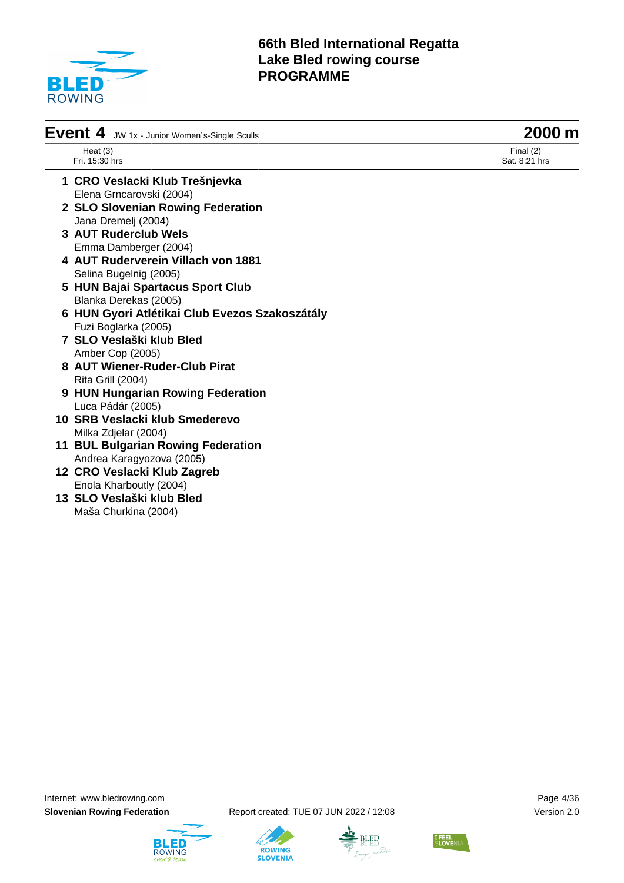# Event 4 JW 1x - Junior Women´s-Single Sculls

**2000 m**

Heat (3)
Fri. 15:30 hrs

Final (2)
Sat. 8:21 hrs

1. **CRO Veslacki Klub Trešnjevka**
   Elena Grncarovski (2004)
2. **SLO Slovenian Rowing Federation**
   Jana Dremelj (2004)
3. **AUT Ruderclub Wels**
   Emma Damberger (2004)
4. **AUT Ruderverein Villach von 1881**
   Selina Bugelnig (2005)
5. **HUN Bajai Spartacus Sport Club**
   Blanka Derekas (2005)
6. **HUN Gyori Atlétikai Club Evezos Szakoszátály**
   Fuzi Boglarka (2005)
7. **SLO Veslaški klub Bled**
   Amber Cop (2005)
8. **AUT Wiener-Ruder-Club Pirat**
   Rita Grill (2004)
9. **HUN Hungarian Rowing Federation**
   Luca Pádár (2005)
10. **SRB Veslacki klub Smederevo**
    Milka Zdjelar (2004)
11. **BUL Bulgarian Rowing Federation**
    Andrea Karagyozova (2005)
12. **CRO Veslacki Klub Zagreb**
    Enola Kharboutly (2004)
13. **SLO Veslaški klub Bled**
    Maša Churkina (2004)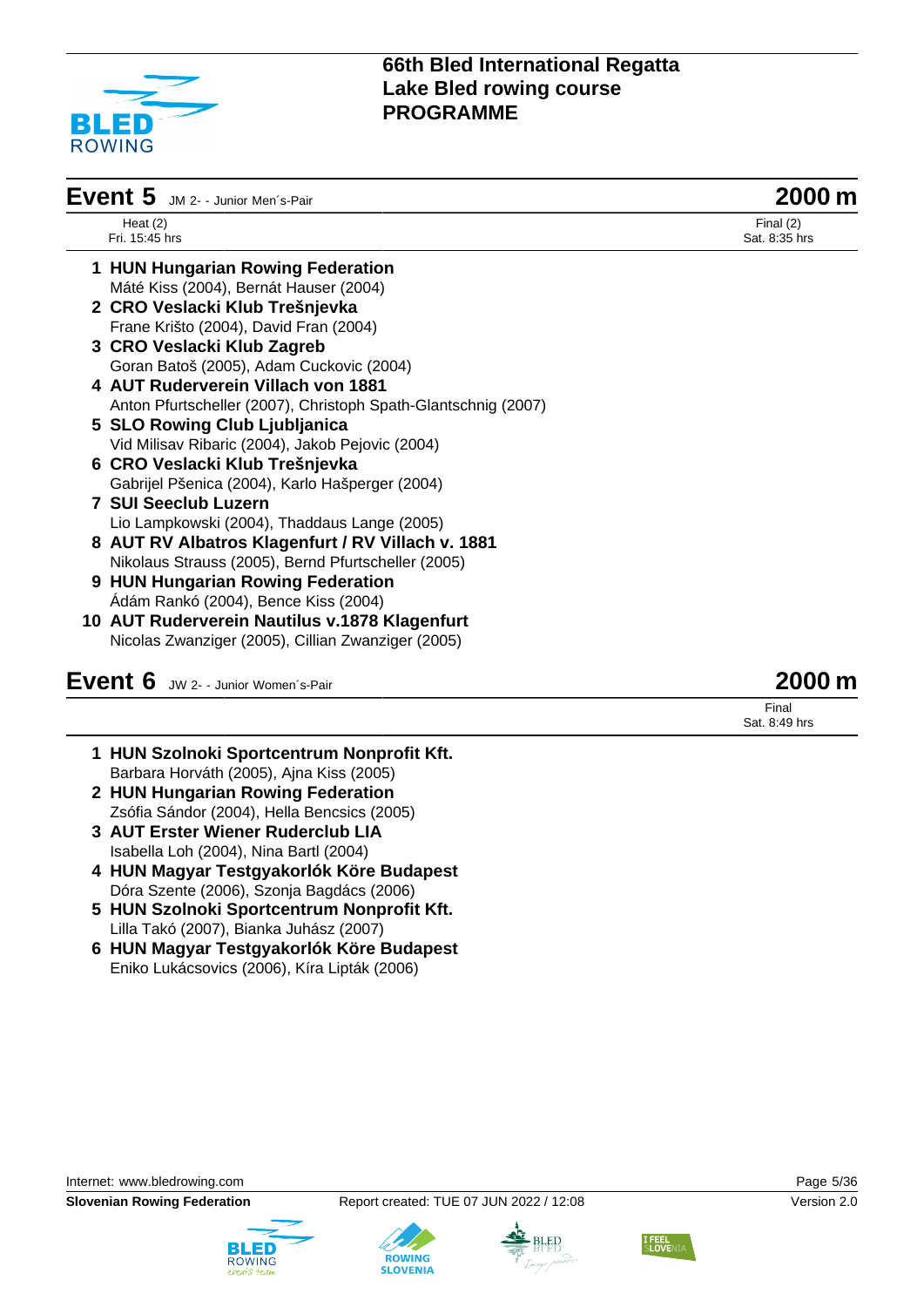# 66th Bled International Regatta
# Lake Bled rowing course
# PROGRAMME

## Event 5 JM 2- - Junior Men´s-Pair — 2000 m

Heat (2)
Fri. 15:45 hrs

Final (2)
Sat. 8:35 hrs

1. **HUN Hungarian Rowing Federation**
   Máté Kiss (2004), Bernát Hauser (2004)
2. **CRO Veslacki Klub Trešnjevka**
   Frane Krišto (2004), David Fran (2004)
3. **CRO Veslacki Klub Zagreb**
   Goran Batoš (2005), Adam Cuckovic (2004)
4. **AUT Ruderverein Villach von 1881**
   Anton Pfurtscheller (2007), Christoph Spath-Glantschnig (2007)
5. **SLO Rowing Club Ljubljanica**
   Vid Milisav Ribaric (2004), Jakob Pejovic (2004)
6. **CRO Veslacki Klub Trešnjevka**
   Gabrijel Pšenica (2004), Karlo Hašperger (2004)
7. **SUI Seeclub Luzern**
   Lio Lampkowski (2004), Thaddaus Lange (2005)
8. **AUT RV Albatros Klagenfurt / RV Villach v. 1881**
   Nikolaus Strauss (2005), Bernd Pfurtscheller (2005)
9. **HUN Hungarian Rowing Federation**
   Ádám Rankó (2004), Bence Kiss (2004)
10. **AUT Ruderverein Nautilus v.1878 Klagenfurt**
    Nicolas Zwanziger (2005), Cillian Zwanziger (2005)

## Event 6 JW 2- - Junior Women´s-Pair — 2000 m

Final
Sat. 8:49 hrs

1. **HUN Szolnoki Sportcentrum Nonprofit Kft.**
   Barbara Horváth (2005), Ajna Kiss (2005)
2. **HUN Hungarian Rowing Federation**
   Zsófia Sándor (2004), Hella Bencsics (2005)
3. **AUT Erster Wiener Ruderclub LIA**
   Isabella Loh (2004), Nina Bartl (2004)
4. **HUN Magyar Testgyakorlók Köre Budapest**
   Dóra Szente (2006), Szonja Bagdács (2006)
5. **HUN Szolnoki Sportcentrum Nonprofit Kft.**
   Lilla Takó (2007), Bianka Juhász (2007)
6. **HUN Magyar Testgyakorlók Köre Budapest**
   Eniko Lukácsovics (2006), Kíra Lipták (2006)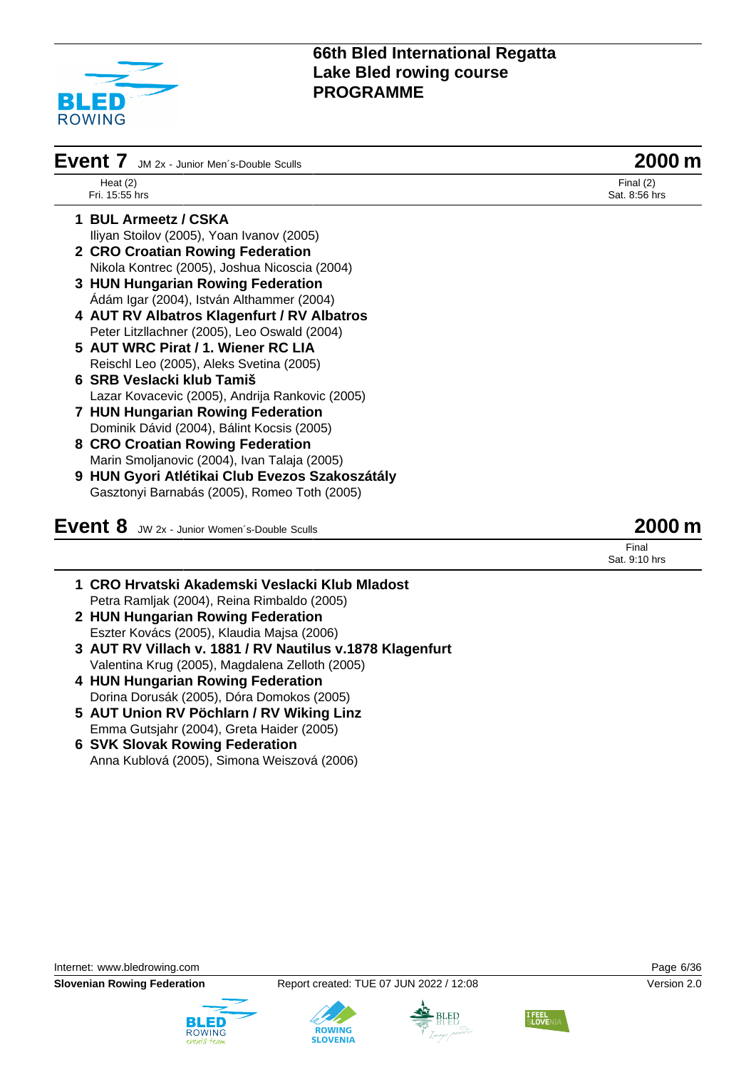## Event 7 JM 2x - Junior Men´s-Double Sculls — 2000 m

Heat (2)
Fri. 15:55 hrs

Final (2)
Sat. 8:56 hrs

1 **BUL Armeetz / CSKA**
Iliyan Stoilov (2005), Yoan Ivanov (2005)

2 **CRO Croatian Rowing Federation**
Nikola Kontrec (2005), Joshua Nicoscia (2004)

3 **HUN Hungarian Rowing Federation**
Ádám Igar (2004), István Althammer (2004)

4 **AUT RV Albatros Klagenfurt / RV Albatros**
Peter Litzllachner (2005), Leo Oswald (2004)

5 **AUT WRC Pirat / 1. Wiener RC LIA**
Reischl Leo (2005), Aleks Svetina (2005)

6 **SRB Veslacki klub Tamiš**
Lazar Kovacevic (2005), Andrija Rankovic (2005)

7 **HUN Hungarian Rowing Federation**
Dominik Dávid (2004), Bálint Kocsis (2005)

8 **CRO Croatian Rowing Federation**
Marin Smoljanovic (2004), Ivan Talaja (2005)

9 **HUN Gyori Atlétikai Club Evezos Szakoszátály**
Gasztonyi Barnabás (2005), Romeo Toth (2005)

## Event 8 JW 2x - Junior Women´s-Double Sculls — 2000 m

Final
Sat. 9:10 hrs

1 **CRO Hrvatski Akademski Veslacki Klub Mladost**
Petra Ramljak (2004), Reina Rimbaldo (2005)

2 **HUN Hungarian Rowing Federation**
Eszter Kovács (2005), Klaudia Majsa (2006)

3 **AUT RV Villach v. 1881 / RV Nautilus v.1878 Klagenfurt**
Valentina Krug (2005), Magdalena Zelloth (2005)

4 **HUN Hungarian Rowing Federation**
Dorina Dorusák (2005), Dóra Domokos (2005)

5 **AUT Union RV Pöchlarn / RV Wiking Linz**
Emma Gutsjahr (2004), Greta Haider (2005)

6 **SVK Slovak Rowing Federation**
Anna Kublová (2005), Simona Weiszová (2006)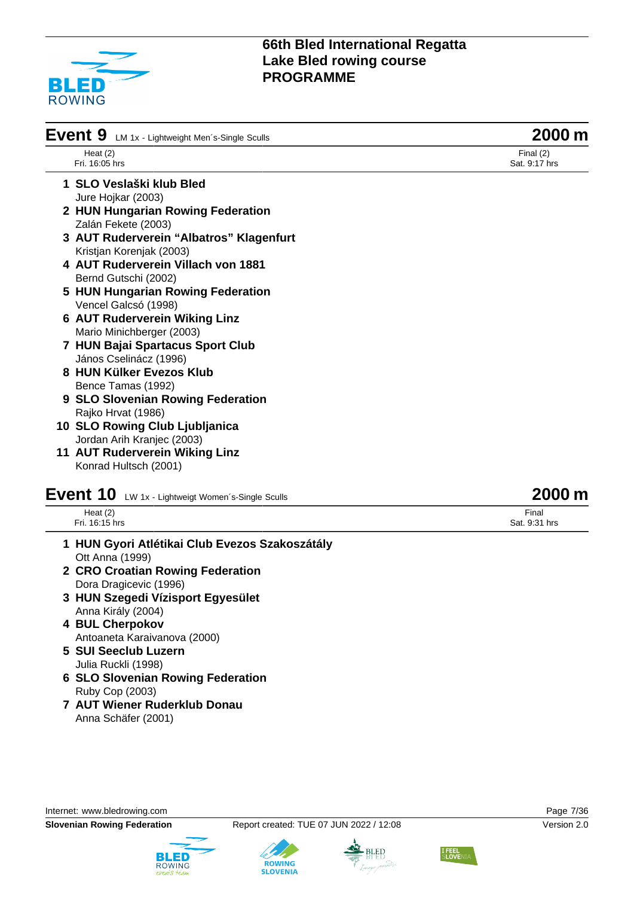# 66th Bled International Regatta
# Lake Bled rowing course
# PROGRAMME

## Event 9 LM 1x - Lightweight Men´s-Single Sculls — 2000 m

| Heat (2) | Final (2) |
|---|---|
| Fri. 16:05 hrs | Sat. 9:17 hrs |

1. **SLO Veslaški klub Bled**
   Jure Hojkar (2003)
2. **HUN Hungarian Rowing Federation**
   Zalán Fekete (2003)
3. **AUT Ruderverein “Albatros” Klagenfurt**
   Kristjan Korenjak (2003)
4. **AUT Ruderverein Villach von 1881**
   Bernd Gutschi (2002)
5. **HUN Hungarian Rowing Federation**
   Vencel Galcsó (1998)
6. **AUT Ruderverein Wiking Linz**
   Mario Minichberger (2003)
7. **HUN Bajai Spartacus Sport Club**
   János Cselinácz (1996)
8. **HUN Külker Evezos Klub**
   Bence Tamas (1992)
9. **SLO Slovenian Rowing Federation**
   Rajko Hrvat (1986)
10. **SLO Rowing Club Ljubljanica**
    Jordan Arih Kranjec (2003)
11. **AUT Ruderverein Wiking Linz**
    Konrad Hultsch (2001)

## Event 10 LW 1x - Lightweigt Women´s-Single Sculls — 2000 m

| Heat (2) | Final |
|---|---|
| Fri. 16:15 hrs | Sat. 9:31 hrs |

1. **HUN Gyori Atlétikai Club Evezos Szakoszátály**
   Ott Anna (1999)
2. **CRO Croatian Rowing Federation**
   Dora Dragicevic (1996)
3. **HUN Szegedi Vízisport Egyesület**
   Anna Király (2004)
4. **BUL Cherpokov**
   Antoaneta Karaivanova (2000)
5. **SUI Seeclub Luzern**
   Julia Ruckli (1998)
6. **SLO Slovenian Rowing Federation**
   Ruby Cop (2003)
7. **AUT Wiener Ruderklub Donau**
   Anna Schäfer (2001)

Internet: www.bledrowing.com

Slovenian Rowing Federation — Report created: TUE 07 JUN 2022 / 12:08 — Version 2.0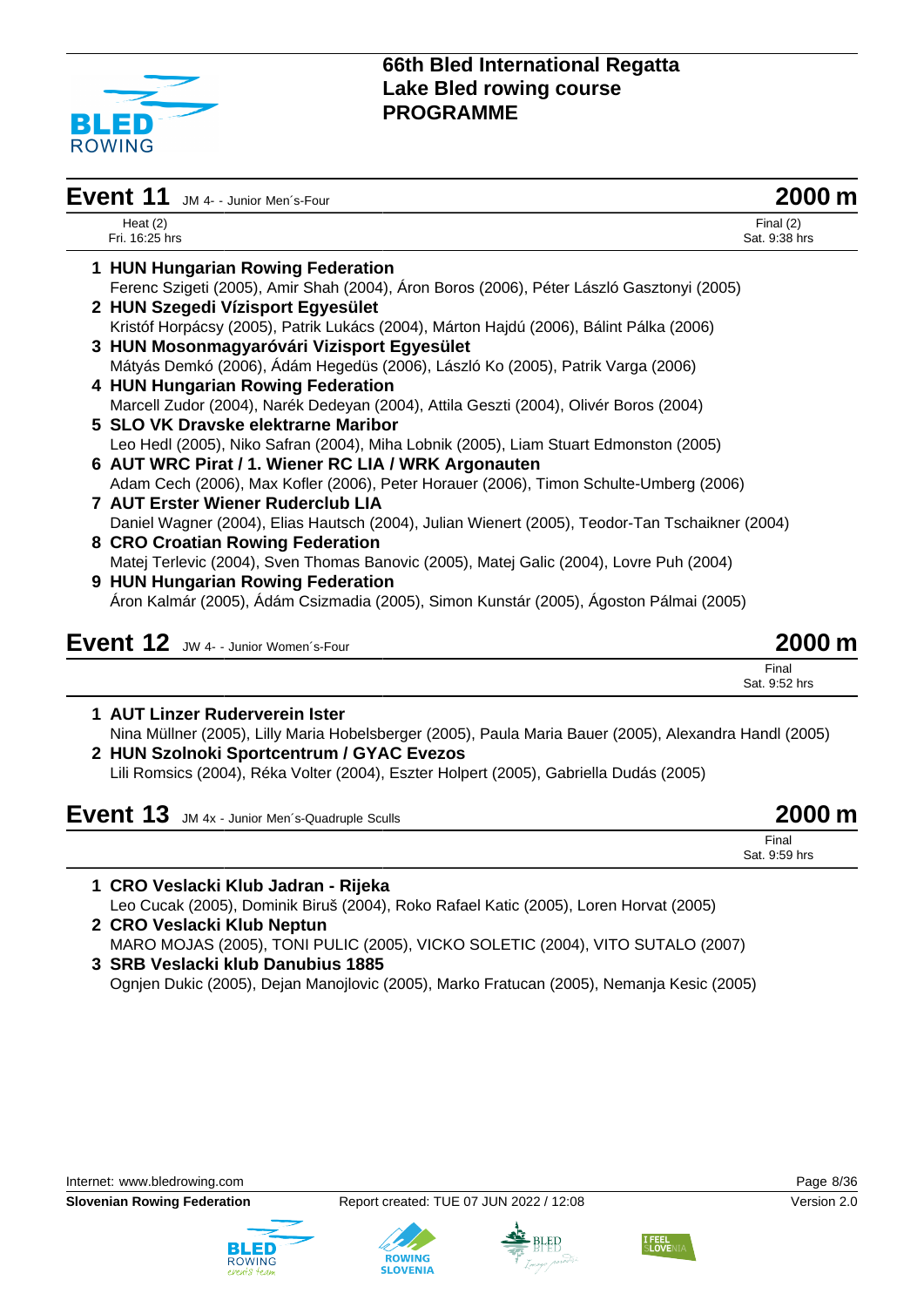## Event 11 JM 4- - Junior Men´s-Four — 2000 m

| Heat (2) | Final (2) |
|---|---|
| Fri. 16:25 hrs | Sat. 9:38 hrs |

1. **HUN Hungarian Rowing Federation**
   Ferenc Szigeti (2005), Amir Shah (2004), Áron Boros (2006), Péter László Gasztonyi (2005)
2. **HUN Szegedi Vízisport Egyesület**
   Kristóf Horpácsy (2005), Patrik Lukács (2004), Márton Hajdú (2006), Bálint Pálka (2006)
3. **HUN Mosonmagyaróvári Vizisport Egyesület**
   Mátyás Demkó (2006), Ádám Hegedüs (2006), László Ko (2005), Patrik Varga (2006)
4. **HUN Hungarian Rowing Federation**
   Marcell Zudor (2004), Narék Dedeyan (2004), Attila Geszti (2004), Olivér Boros (2004)
5. **SLO VK Dravske elektrarne Maribor**
   Leo Hedl (2005), Niko Safran (2004), Miha Lobnik (2005), Liam Stuart Edmonston (2005)
6. **AUT WRC Pirat / 1. Wiener RC LIA / WRK Argonauten**
   Adam Cech (2006), Max Kofler (2006), Peter Horauer (2006), Timon Schulte-Umberg (2006)
7. **AUT Erster Wiener Ruderclub LIA**
   Daniel Wagner (2004), Elias Hautsch (2004), Julian Wienert (2005), Teodor-Tan Tschaikner (2004)
8. **CRO Croatian Rowing Federation**
   Matej Terlevic (2004), Sven Thomas Banovic (2005), Matej Galic (2004), Lovre Puh (2004)
9. **HUN Hungarian Rowing Federation**
   Áron Kalmár (2005), Ádám Csizmadia (2005), Simon Kunstár (2005), Ágoston Pálmai (2005)

## Event 12 JW 4- - Junior Women´s-Four — 2000 m

Final
Sat. 9:52 hrs

1. **AUT Linzer Ruderverein Ister**
   Nina Müllner (2005), Lilly Maria Hobelsberger (2005), Paula Maria Bauer (2005), Alexandra Handl (2005)
2. **HUN Szolnoki Sportcentrum / GYAC Evezos**
   Lili Romsics (2004), Réka Volter (2004), Eszter Holpert (2005), Gabriella Dudás (2005)

## Event 13 JM 4x - Junior Men´s-Quadruple Sculls — 2000 m

Final
Sat. 9:59 hrs

1. **CRO Veslacki Klub Jadran - Rijeka**
   Leo Cucak (2005), Dominik Biruš (2004), Roko Rafael Katic (2005), Loren Horvat (2005)
2. **CRO Veslacki Klub Neptun**
   MARO MOJAS (2005), TONI PULIC (2005), VICKO SOLETIC (2004), VITO SUTALO (2007)
3. **SRB Veslacki klub Danubius 1885**
   Ognjen Dukic (2005), Dejan Manojlovic (2005), Marko Fratucan (2005), Nemanja Kesic (2005)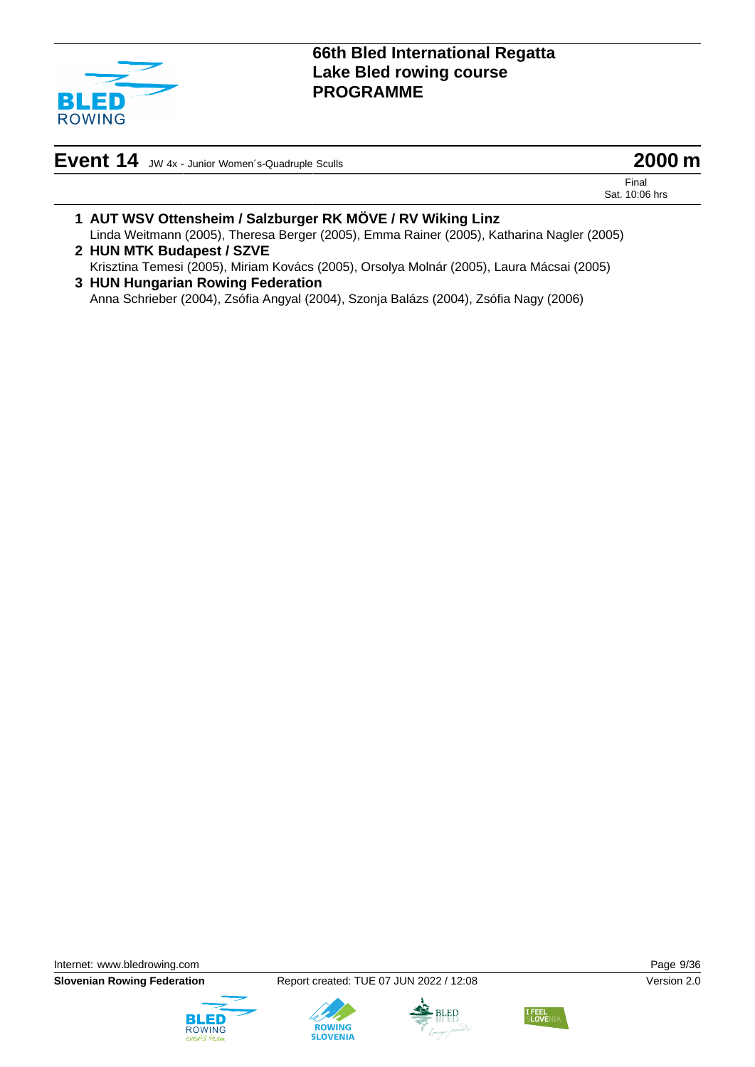## Event 14 JW 4x - Junior Women´s-Quadruple Sculls — 2000 m

Final
Sat. 10:06 hrs

1. **AUT WSV Ottensheim / Salzburger RK MÖVE / RV Wiking Linz**
   Linda Weitmann (2005), Theresa Berger (2005), Emma Rainer (2005), Katharina Nagler (2005)
2. **HUN MTK Budapest / SZVE**
   Krisztina Temesi (2005), Miriam Kovács (2005), Orsolya Molnár (2005), Laura Mácsai (2005)
3. **HUN Hungarian Rowing Federation**
   Anna Schrieber (2004), Zsófia Angyal (2004), Szonja Balázs (2004), Zsófia Nagy (2006)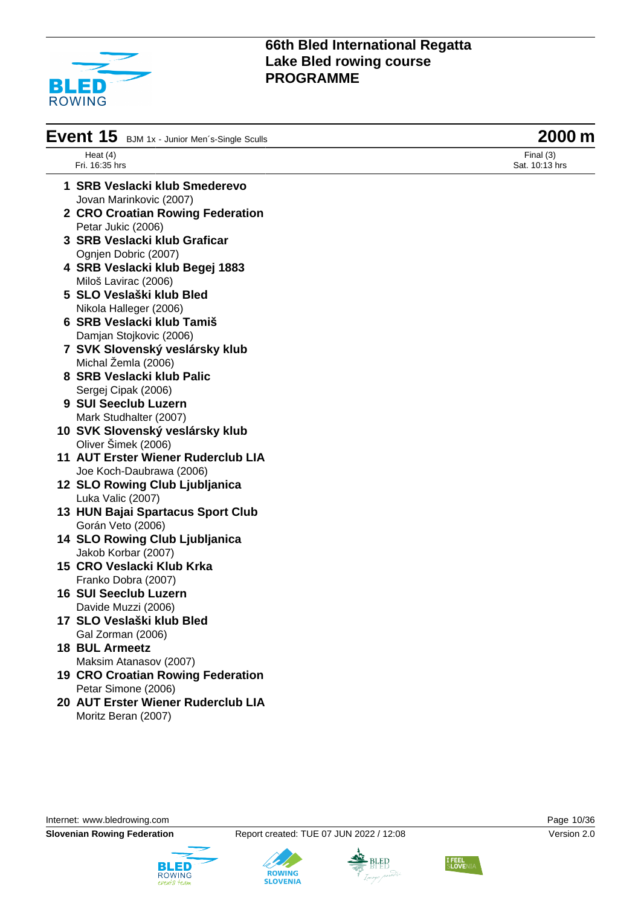# 66th Bled International Regatta
## Lake Bled rowing course
## PROGRAMME

## Event 15 BJM 1x - Junior Men´s-Single Sculls — 2000 m

Heat (4)
Fri. 16:35 hrs

Final (3)
Sat. 10:13 hrs

1. **SRB Veslacki klub Smederevo**
   Jovan Marinkovic (2007)
2. **CRO Croatian Rowing Federation**
   Petar Jukic (2006)
3. **SRB Veslacki klub Graficar**
   Ognjen Dobric (2007)
4. **SRB Veslacki klub Begej 1883**
   Miloš Lavirac (2006)
5. **SLO Veslaški klub Bled**
   Nikola Halleger (2006)
6. **SRB Veslacki klub Tamiš**
   Damjan Stojkovic (2006)
7. **SVK Slovenský veslársky klub**
   Michal Žemla (2006)
8. **SRB Veslacki klub Palic**
   Sergej Cipak (2006)
9. **SUI Seeclub Luzern**
   Mark Studhalter (2007)
10. **SVK Slovenský veslársky klub**
    Oliver Šimek (2006)
11. **AUT Erster Wiener Ruderclub LIA**
    Joe Koch-Daubrawa (2006)
12. **SLO Rowing Club Ljubljanica**
    Luka Valic (2007)
13. **HUN Bajai Spartacus Sport Club**
    Gorán Veto (2006)
14. **SLO Rowing Club Ljubljanica**
    Jakob Korbar (2007)
15. **CRO Veslacki Klub Krka**
    Franko Dobra (2007)
16. **SUI Seeclub Luzern**
    Davide Muzzi (2006)
17. **SLO Veslaški klub Bled**
    Gal Zorman (2006)
18. **BUL Armeetz**
    Maksim Atanasov (2007)
19. **CRO Croatian Rowing Federation**
    Petar Simone (2006)
20. **AUT Erster Wiener Ruderclub LIA**
    Moritz Beran (2007)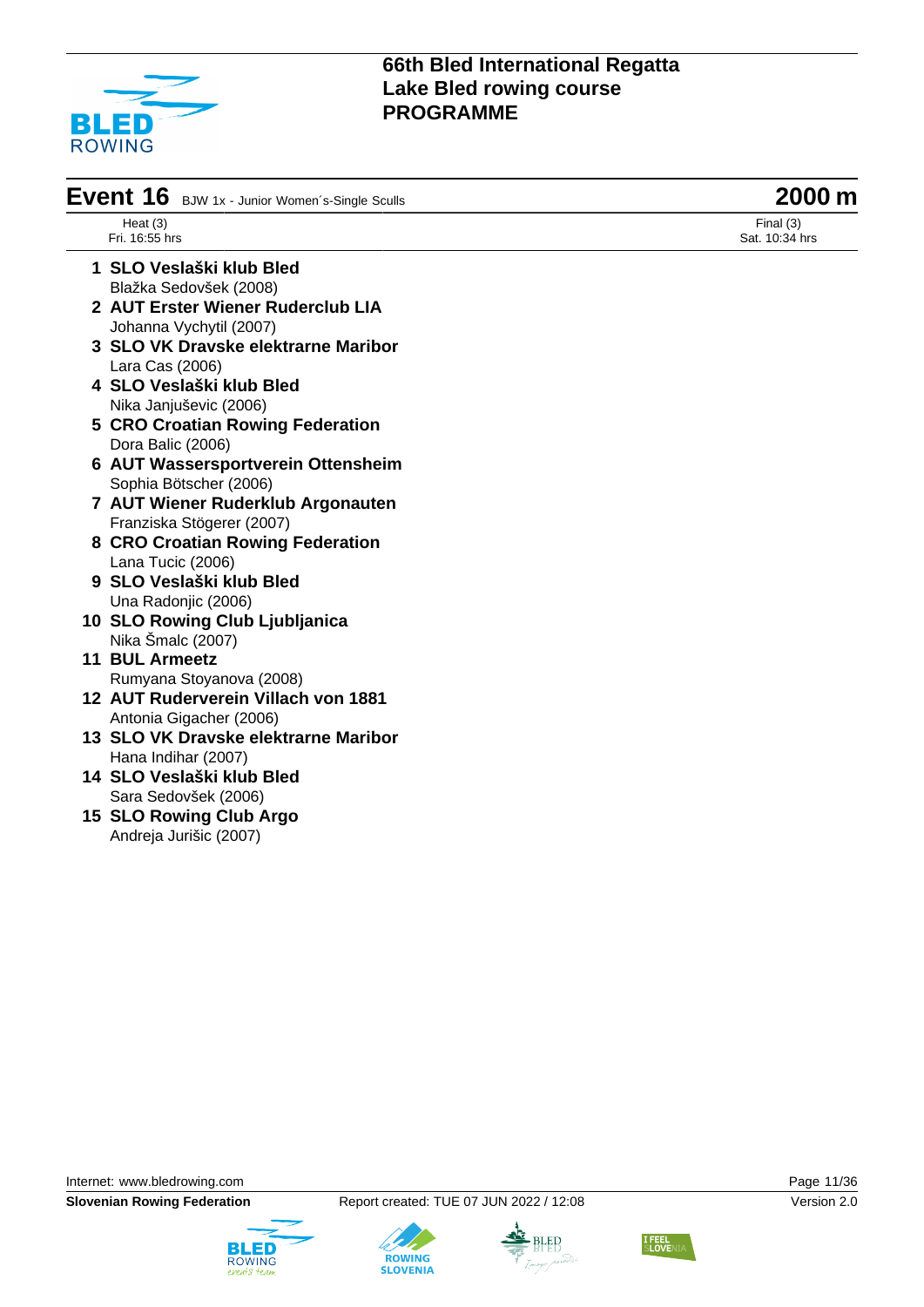# 66th Bled International Regatta
## Lake Bled rowing course
## PROGRAMME

## Event 16 BJW 1x - Junior Women´s-Single Sculls — 2000 m

Heat (3)
Fri. 16:55 hrs

Final (3)
Sat. 10:34 hrs

1. **SLO Veslaški klub Bled**
   Blažka Sedovšek (2008)
2. **AUT Erster Wiener Ruderclub LIA**
   Johanna Vychytil (2007)
3. **SLO VK Dravske elektrarne Maribor**
   Lara Cas (2006)
4. **SLO Veslaški klub Bled**
   Nika Janjuševic (2006)
5. **CRO Croatian Rowing Federation**
   Dora Balic (2006)
6. **AUT Wassersportverein Ottensheim**
   Sophia Bötscher (2006)
7. **AUT Wiener Ruderklub Argonauten**
   Franziska Stögerer (2007)
8. **CRO Croatian Rowing Federation**
   Lana Tucic (2006)
9. **SLO Veslaški klub Bled**
   Una Radonjic (2006)
10. **SLO Rowing Club Ljubljanica**
    Nika Šmalc (2007)
11. **BUL Armeetz**
    Rumyana Stoyanova (2008)
12. **AUT Ruderverein Villach von 1881**
    Antonia Gigacher (2006)
13. **SLO VK Dravske elektrarne Maribor**
    Hana Indihar (2007)
14. **SLO Veslaški klub Bled**
    Sara Sedovšek (2006)
15. **SLO Rowing Club Argo**
    Andreja Jurišic (2007)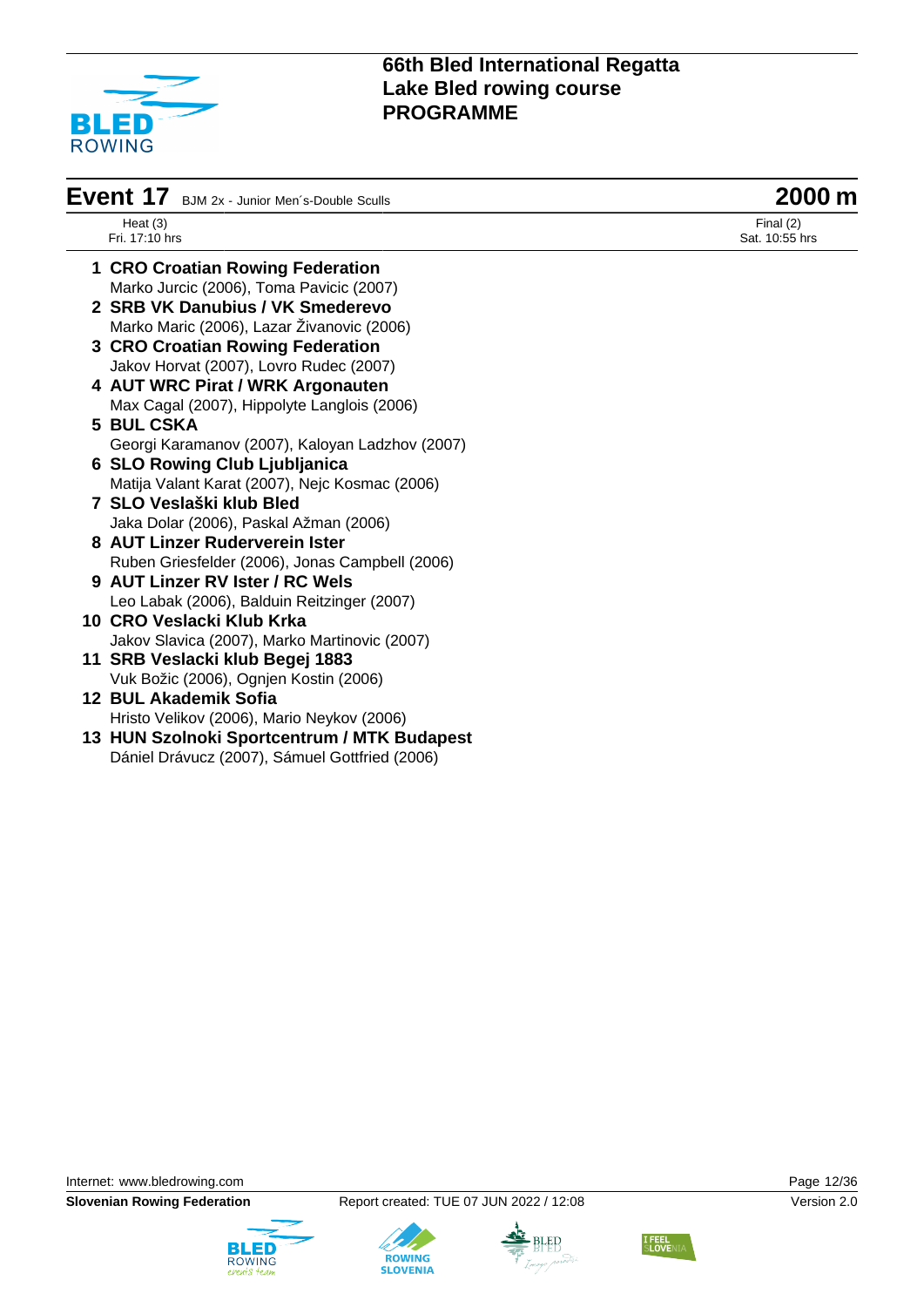# Event 17 BJM 2x - Junior Men´s-Double Sculls — 2000 m

Heat (3)
Fri. 17:10 hrs

Final (2)
Sat. 10:55 hrs

1 **CRO Croatian Rowing Federation**
Marko Jurcic (2006), Toma Pavicic (2007)

2 **SRB VK Danubius / VK Smederevo**
Marko Maric (2006), Lazar Živanovic (2006)

3 **CRO Croatian Rowing Federation**
Jakov Horvat (2007), Lovro Rudec (2007)

4 **AUT WRC Pirat / WRK Argonauten**
Max Cagal (2007), Hippolyte Langlois (2006)

5 **BUL CSKA**
Georgi Karamanov (2007), Kaloyan Ladzhov (2007)

6 **SLO Rowing Club Ljubljanica**
Matija Valant Karat (2007), Nejc Kosmac (2006)

7 **SLO Veslaški klub Bled**
Jaka Dolar (2006), Paskal Ažman (2006)

8 **AUT Linzer Ruderverein Ister**
Ruben Griesfelder (2006), Jonas Campbell (2006)

9 **AUT Linzer RV Ister / RC Wels**
Leo Labak (2006), Balduin Reitzinger (2007)

10 **CRO Veslacki Klub Krka**
Jakov Slavica (2007), Marko Martinovic (2007)

11 **SRB Veslacki klub Begej 1883**
Vuk Božic (2006), Ognjen Kostin (2006)

12 **BUL Akademik Sofia**
Hristo Velikov (2006), Mario Neykov (2006)

13 **HUN Szolnoki Sportcentrum / MTK Budapest**
Dániel Drávucz (2007), Sámuel Gottfried (2006)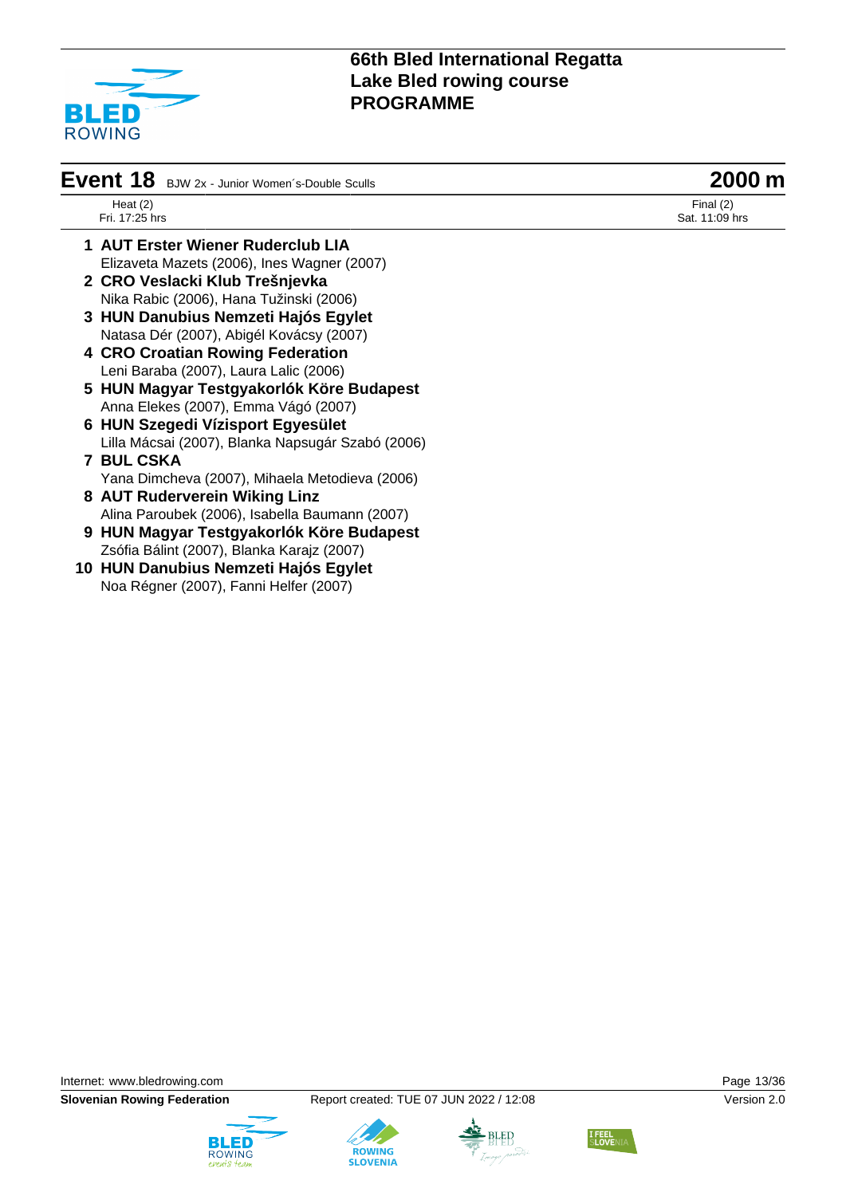# 66th Bled International Regatta
## Lake Bled rowing course
## PROGRAMME

## Event 18 BJW 2x - Junior Women´s-Double Sculls — 2000 m

Heat (2)
Fri. 17:25 hrs

Final (2)
Sat. 11:09 hrs

1. **AUT Erster Wiener Ruderclub LIA**
   Elizaveta Mazets (2006), Ines Wagner (2007)
2. **CRO Veslacki Klub Trešnjevka**
   Nika Rabic (2006), Hana Tužinski (2006)
3. **HUN Danubius Nemzeti Hajós Egylet**
   Natasa Dér (2007), Abigél Kovácsy (2007)
4. **CRO Croatian Rowing Federation**
   Leni Baraba (2007), Laura Lalic (2006)
5. **HUN Magyar Testgyakorlók Köre Budapest**
   Anna Elekes (2007), Emma Vágó (2007)
6. **HUN Szegedi Vízisport Egyesület**
   Lilla Mácsai (2007), Blanka Napsugár Szabó (2006)
7. **BUL CSKA**
   Yana Dimcheva (2007), Mihaela Metodieva (2006)
8. **AUT Ruderverein Wiking Linz**
   Alina Paroubek (2006), Isabella Baumann (2007)
9. **HUN Magyar Testgyakorlók Köre Budapest**
   Zsófia Bálint (2007), Blanka Karajz (2007)
10. **HUN Danubius Nemzeti Hajós Egylet**
    Noa Régner (2007), Fanni Helfer (2007)

Internet: www.bledrowing.com

**Slovenian Rowing Federation** Report created: TUE 07 JUN 2022 / 12:08 Version 2.0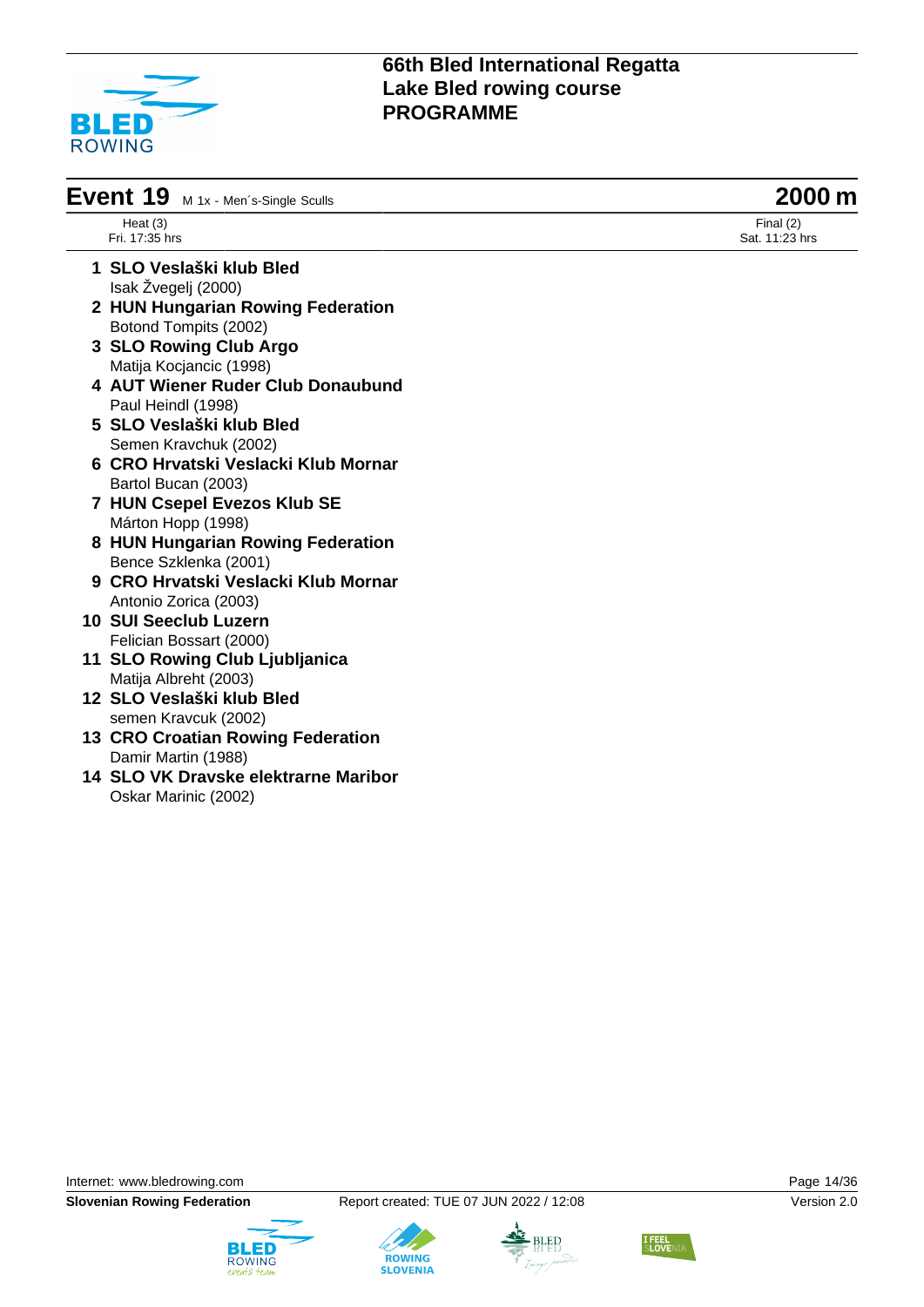# 66th Bled International Regatta
# Lake Bled rowing course
# PROGRAMME

## Event 19 M 1x - Men´s-Single Sculls — 2000 m

Heat (3)
Fri. 17:35 hrs

Final (2)
Sat. 11:23 hrs

1. **SLO Veslaški klub Bled**
   Isak Žvegelj (2000)
2. **HUN Hungarian Rowing Federation**
   Botond Tompits (2002)
3. **SLO Rowing Club Argo**
   Matija Kocjancic (1998)
4. **AUT Wiener Ruder Club Donaubund**
   Paul Heindl (1998)
5. **SLO Veslaški klub Bled**
   Semen Kravchuk (2002)
6. **CRO Hrvatski Veslacki Klub Mornar**
   Bartol Bucan (2003)
7. **HUN Csepel Evezos Klub SE**
   Márton Hopp (1998)
8. **HUN Hungarian Rowing Federation**
   Bence Szklenka (2001)
9. **CRO Hrvatski Veslacki Klub Mornar**
   Antonio Zorica (2003)
10. **SUI Seeclub Luzern**
    Felician Bossart (2000)
11. **SLO Rowing Club Ljubljanica**
    Matija Albreht (2003)
12. **SLO Veslaški klub Bled**
    semen Kravcuk (2002)
13. **CRO Croatian Rowing Federation**
    Damir Martin (1988)
14. **SLO VK Dravske elektrarne Maribor**
    Oskar Marinic (2002)

Internet: www.bledrowing.com

**Slovenian Rowing Federation** — Report created: TUE 07 JUN 2022 / 12:08 — Version 2.0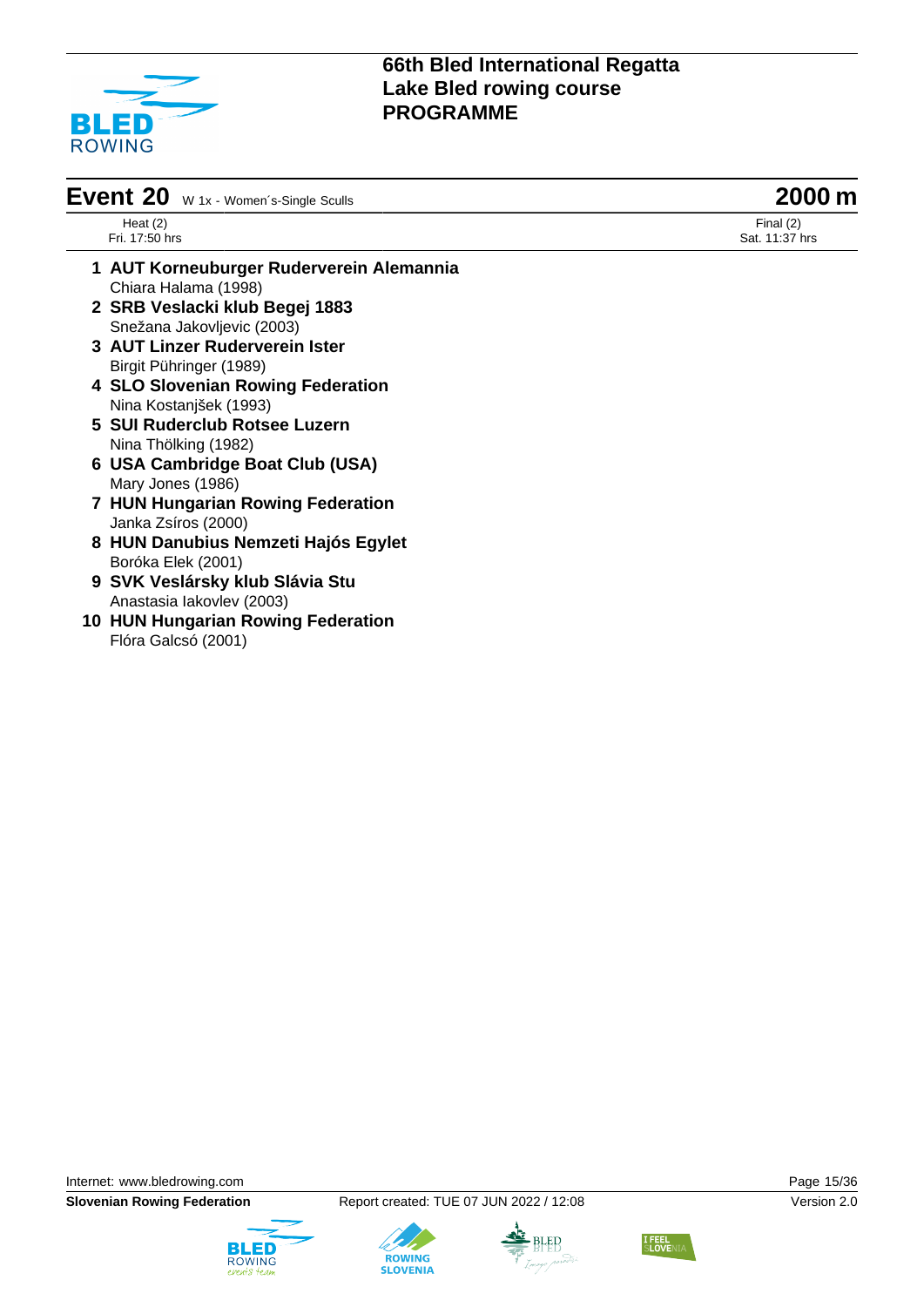# 66th Bled International Regatta
## Lake Bled rowing course
## PROGRAMME

## Event 20 W 1x - Women´s-Single Sculls — 2000 m

| Heat (2) | Final (2) |
| --- | --- |
| Fri. 17:50 hrs | Sat. 11:37 hrs |

1. **AUT Korneuburger Ruderverein Alemannia**
   Chiara Halama (1998)
2. **SRB Veslacki klub Begej 1883**
   Snežana Jakovljevic (2003)
3. **AUT Linzer Ruderverein Ister**
   Birgit Pühringer (1989)
4. **SLO Slovenian Rowing Federation**
   Nina Kostanjšek (1993)
5. **SUI Ruderclub Rotsee Luzern**
   Nina Thölking (1982)
6. **USA Cambridge Boat Club (USA)**
   Mary Jones (1986)
7. **HUN Hungarian Rowing Federation**
   Janka Zsíros (2000)
8. **HUN Danubius Nemzeti Hajós Egylet**
   Boróka Elek (2001)
9. **SVK Veslársky klub Slávia Stu**
   Anastasia Iakovlev (2003)
10. **HUN Hungarian Rowing Federation**
    Flóra Galcsó (2001)

Internet: www.bledrowing.com

**Slovenian Rowing Federation** Report created: TUE 07 JUN 2022 / 12:08 Version 2.0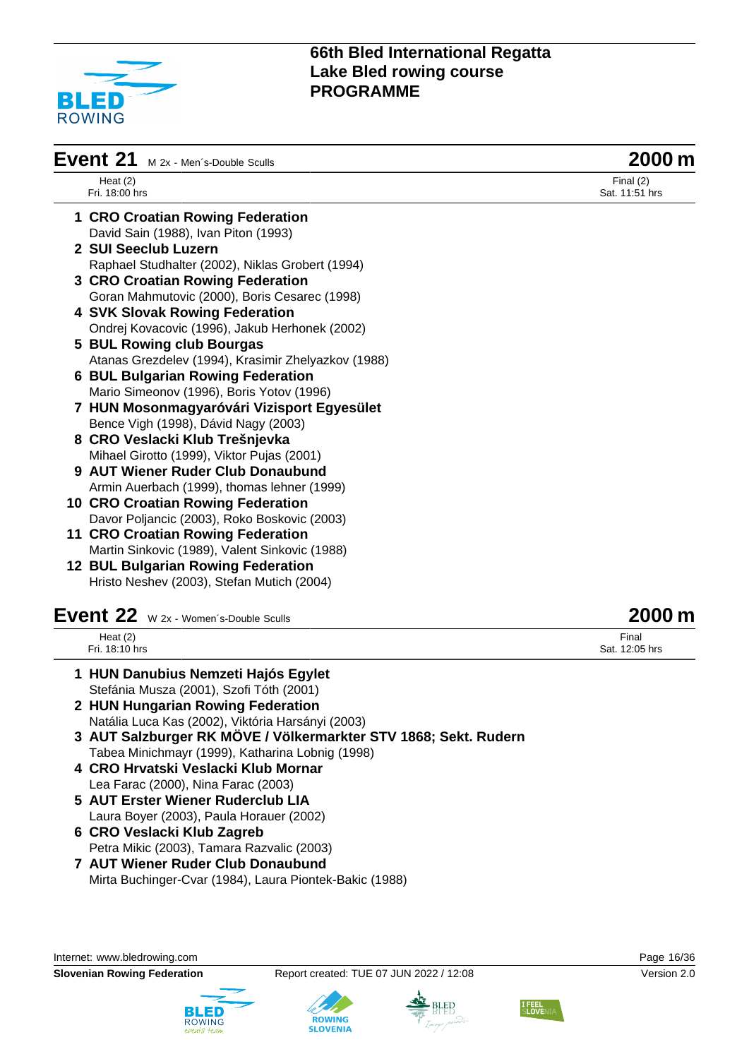# 66th Bled International Regatta
# Lake Bled rowing course
# PROGRAMME

## Event 21 M 2x - Men´s-Double Sculls — 2000 m

Heat (2)
Fri. 18:00 hrs

Final (2)
Sat. 11:51 hrs

1. **CRO Croatian Rowing Federation**
   David Sain (1988), Ivan Piton (1993)
2. **SUI Seeclub Luzern**
   Raphael Studhalter (2002), Niklas Grobert (1994)
3. **CRO Croatian Rowing Federation**
   Goran Mahmutovic (2000), Boris Cesarec (1998)
4. **SVK Slovak Rowing Federation**
   Ondrej Kovacovic (1996), Jakub Herhonek (2002)
5. **BUL Rowing club Bourgas**
   Atanas Grezdelev (1994), Krasimir Zhelyazkov (1988)
6. **BUL Bulgarian Rowing Federation**
   Mario Simeonov (1996), Boris Yotov (1996)
7. **HUN Mosonmagyaróvári Vizisport Egyesület**
   Bence Vigh (1998), Dávid Nagy (2003)
8. **CRO Veslacki Klub Trešnjevka**
   Mihael Girotto (1999), Viktor Pujas (2001)
9. **AUT Wiener Ruder Club Donaubund**
   Armin Auerbach (1999), thomas lehner (1999)
10. **CRO Croatian Rowing Federation**
    Davor Poljancic (2003), Roko Boskovic (2003)
11. **CRO Croatian Rowing Federation**
    Martin Sinkovic (1989), Valent Sinkovic (1988)
12. **BUL Bulgarian Rowing Federation**
    Hristo Neshev (2003), Stefan Mutich (2004)

## Event 22 W 2x - Women´s-Double Sculls — 2000 m

Heat (2)
Fri. 18:10 hrs

Final
Sat. 12:05 hrs

1. **HUN Danubius Nemzeti Hajós Egylet**
   Stefánia Musza (2001), Szofi Tóth (2001)
2. **HUN Hungarian Rowing Federation**
   Natália Luca Kas (2002), Viktória Harsányi (2003)
3. **AUT Salzburger RK MÖVE / Völkermarkter STV 1868; Sekt. Rudern**
   Tabea Minichmayr (1999), Katharina Lobnig (1998)
4. **CRO Hrvatski Veslacki Klub Mornar**
   Lea Farac (2000), Nina Farac (2003)
5. **AUT Erster Wiener Ruderclub LIA**
   Laura Boyer (2003), Paula Horauer (2002)
6. **CRO Veslacki Klub Zagreb**
   Petra Mikic (2003), Tamara Razvalic (2003)
7. **AUT Wiener Ruder Club Donaubund**
   Mirta Buchinger-Cvar (1984), Laura Piontek-Bakic (1988)

Internet: www.bledrowing.com

**Slovenian Rowing Federation** — Report created: TUE 07 JUN 2022 / 12:08 — Version 2.0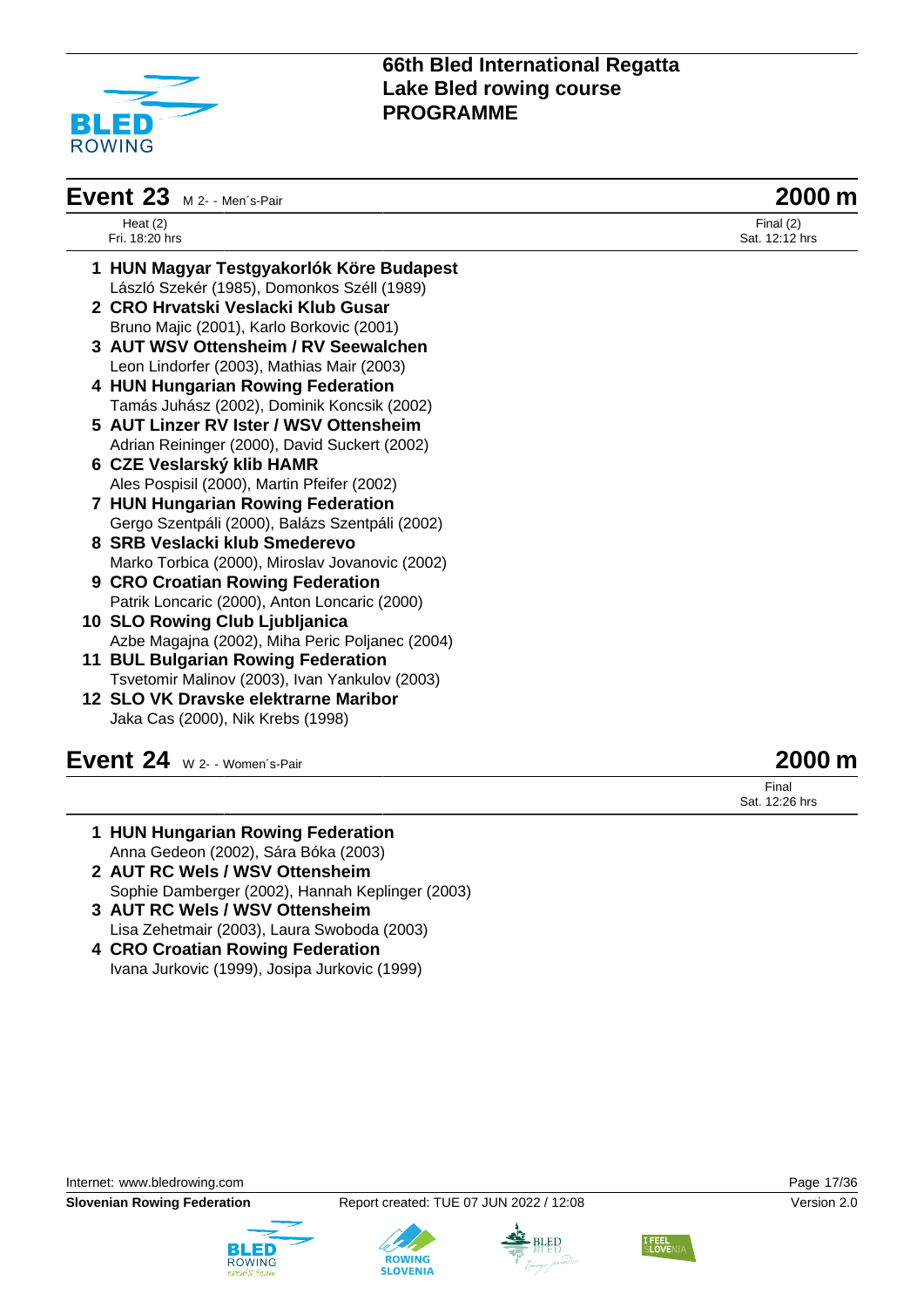# 66th Bled International Regatta
# Lake Bled rowing course
# PROGRAMME

## Event 23 M 2- - Men´s-Pair — 2000 m

Heat (2)
Fri. 18:20 hrs

Final (2)
Sat. 12:12 hrs

1 **HUN Magyar Testgyakorlók Köre Budapest**
László Szekér (1985), Domonkos Széll (1989)

2 **CRO Hrvatski Veslacki Klub Gusar**
Bruno Majic (2001), Karlo Borkovic (2001)

3 **AUT WSV Ottensheim / RV Seewalchen**
Leon Lindorfer (2003), Mathias Mair (2003)

4 **HUN Hungarian Rowing Federation**
Tamás Juhász (2002), Dominik Koncsik (2002)

5 **AUT Linzer RV Ister / WSV Ottensheim**
Adrian Reininger (2000), David Suckert (2002)

6 **CZE Veslarský klib HAMR**
Ales Pospisil (2000), Martin Pfeifer (2002)

7 **HUN Hungarian Rowing Federation**
Gergo Szentpáli (2000), Balázs Szentpáli (2002)

8 **SRB Veslacki klub Smederevo**
Marko Torbica (2000), Miroslav Jovanovic (2002)

9 **CRO Croatian Rowing Federation**
Patrik Loncaric (2000), Anton Loncaric (2000)

10 **SLO Rowing Club Ljubljanica**
Azbe Magajna (2002), Miha Peric Poljanec (2004)

11 **BUL Bulgarian Rowing Federation**
Tsvetomir Malinov (2003), Ivan Yankulov (2003)

12 **SLO VK Dravske elektrarne Maribor**
Jaka Cas (2000), Nik Krebs (1998)

## Event 24 W 2- - Women´s-Pair — 2000 m

Final
Sat. 12:26 hrs

1 **HUN Hungarian Rowing Federation**
Anna Gedeon (2002), Sára Bóka (2003)

2 **AUT RC Wels / WSV Ottensheim**
Sophie Damberger (2002), Hannah Keplinger (2003)

3 **AUT RC Wels / WSV Ottensheim**
Lisa Zehetmair (2003), Laura Swoboda (2003)

4 **CRO Croatian Rowing Federation**
Ivana Jurkovic (1999), Josipa Jurkovic (1999)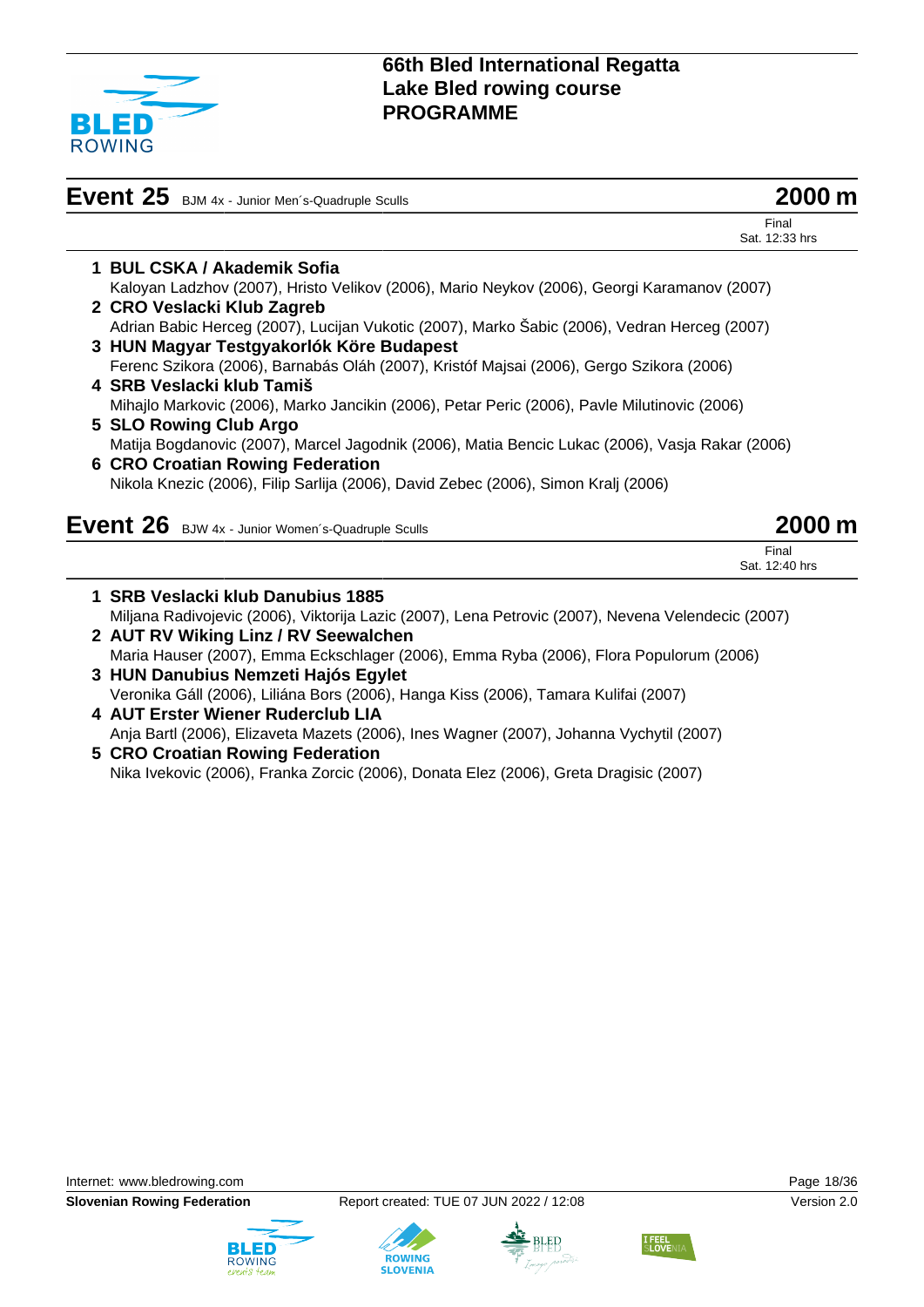## Event 25 BJM 4x - Junior Men´s-Quadruple Sculls — 2000 m

Final
Sat. 12:33 hrs

1 **BUL CSKA / Akademik Sofia**
Kaloyan Ladzhov (2007), Hristo Velikov (2006), Mario Neykov (2006), Georgi Karamanov (2007)

2 **CRO Veslacki Klub Zagreb**
Adrian Babic Herceg (2007), Lucijan Vukotic (2007), Marko Šabic (2006), Vedran Herceg (2007)

3 **HUN Magyar Testgyakorlók Köre Budapest**
Ferenc Szikora (2006), Barnabás Oláh (2007), Kristóf Majsai (2006), Gergo Szikora (2006)

4 **SRB Veslacki klub Tamiš**
Mihajlo Markovic (2006), Marko Jancikin (2006), Petar Peric (2006), Pavle Milutinovic (2006)

5 **SLO Rowing Club Argo**
Matija Bogdanovic (2007), Marcel Jagodnik (2006), Matia Bencic Lukac (2006), Vasja Rakar (2006)

6 **CRO Croatian Rowing Federation**
Nikola Knezic (2006), Filip Sarlija (2006), David Zebec (2006), Simon Kralj (2006)

## Event 26 BJW 4x - Junior Women´s-Quadruple Sculls — 2000 m

Final
Sat. 12:40 hrs

1 **SRB Veslacki klub Danubius 1885**
Miljana Radivojevic (2006), Viktorija Lazic (2007), Lena Petrovic (2007), Nevena Velendecic (2007)

2 **AUT RV Wiking Linz / RV Seewalchen**
Maria Hauser (2007), Emma Eckschlager (2006), Emma Ryba (2006), Flora Populorum (2006)

3 **HUN Danubius Nemzeti Hajós Egylet**
Veronika Gáll (2006), Liliána Bors (2006), Hanga Kiss (2006), Tamara Kulifai (2007)

4 **AUT Erster Wiener Ruderclub LIA**
Anja Bartl (2006), Elizaveta Mazets (2006), Ines Wagner (2007), Johanna Vychytil (2007)

5 **CRO Croatian Rowing Federation**
Nika Ivekovic (2006), Franka Zorcic (2006), Donata Elez (2006), Greta Dragisic (2007)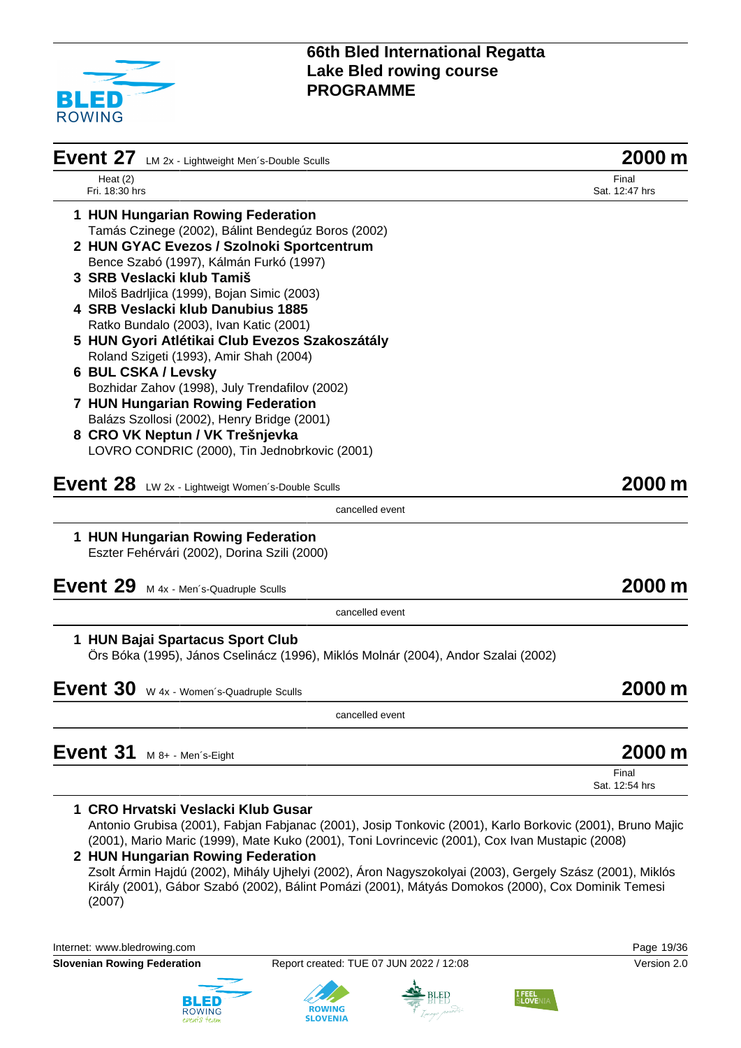## Event 27 LM 2x - Lightweight Men´s-Double Sculls — 2000 m

Heat (2)
Fri. 18:30 hrs

Final
Sat. 12:47 hrs

1 **HUN Hungarian Rowing Federation**
Tamás Czinege (2002), Bálint Bendegúz Boros (2002)
2 **HUN GYAC Evezos / Szolnoki Sportcentrum**
Bence Szabó (1997), Kálmán Furkó (1997)
3 **SRB Veslacki klub Tamiš**
Miloš Badrljica (1999), Bojan Simic (2003)
4 **SRB Veslacki klub Danubius 1885**
Ratko Bundalo (2003), Ivan Katic (2001)
5 **HUN Gyori Atlétikai Club Evezos Szakoszátály**
Roland Szigeti (1993), Amir Shah (2004)
6 **BUL CSKA / Levsky**
Bozhidar Zahov (1998), July Trendafilov (2002)
7 **HUN Hungarian Rowing Federation**
Balázs Szollosi (2002), Henry Bridge (2001)
8 **CRO VK Neptun / VK Trešnjevka**
LOVRO CONDRIC (2000), Tin Jednobrkovic (2001)

## Event 28 LW 2x - Lightweigt Women´s-Double Sculls — 2000 m

cancelled event

1 **HUN Hungarian Rowing Federation**
Eszter Fehérvári (2002), Dorina Szili (2000)

## Event 29 M 4x - Men´s-Quadruple Sculls — 2000 m

cancelled event

1 **HUN Bajai Spartacus Sport Club**
Örs Bóka (1995), János Cselinácz (1996), Miklós Molnár (2004), Andor Szalai (2002)

## Event 30 W 4x - Women´s-Quadruple Sculls — 2000 m

cancelled event

## Event 31 M 8+ - Men´s-Eight — 2000 m

Final
Sat. 12:54 hrs

1 **CRO Hrvatski Veslacki Klub Gusar**
Antonio Grubisa (2001), Fabjan Fabjanac (2001), Josip Tonkovic (2001), Karlo Borkovic (2001), Bruno Majic (2001), Mario Maric (1999), Mate Kuko (2001), Toni Lovrincevic (2001), Cox Ivan Mustapic (2008)
2 **HUN Hungarian Rowing Federation**
Zsolt Ármin Hajdú (2002), Mihály Ujhelyi (2002), Áron Nagyszokolyai (2003), Gergely Szász (2001), Miklós Király (2001), Gábor Szabó (2002), Bálint Pomázi (2001), Mátyás Domokos (2000), Cox Dominik Temesi (2007)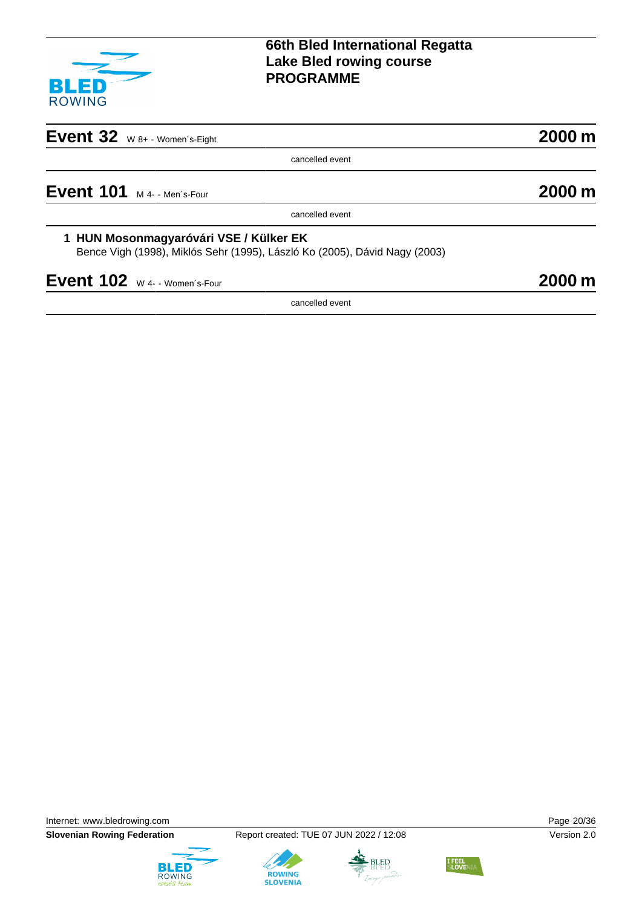# 66th Bled International Regatta
# Lake Bled rowing course
# PROGRAMME

## Event 32 W 8+ - Women´s-Eight — 2000 m

cancelled event

## Event 101 M 4- - Men´s-Four — 2000 m

cancelled event

**1 HUN Mosonmagyaróvári VSE / Külker EK**
Bence Vigh (1998), Miklós Sehr (1995), László Ko (2005), Dávid Nagy (2003)

## Event 102 W 4- - Women´s-Four — 2000 m

cancelled event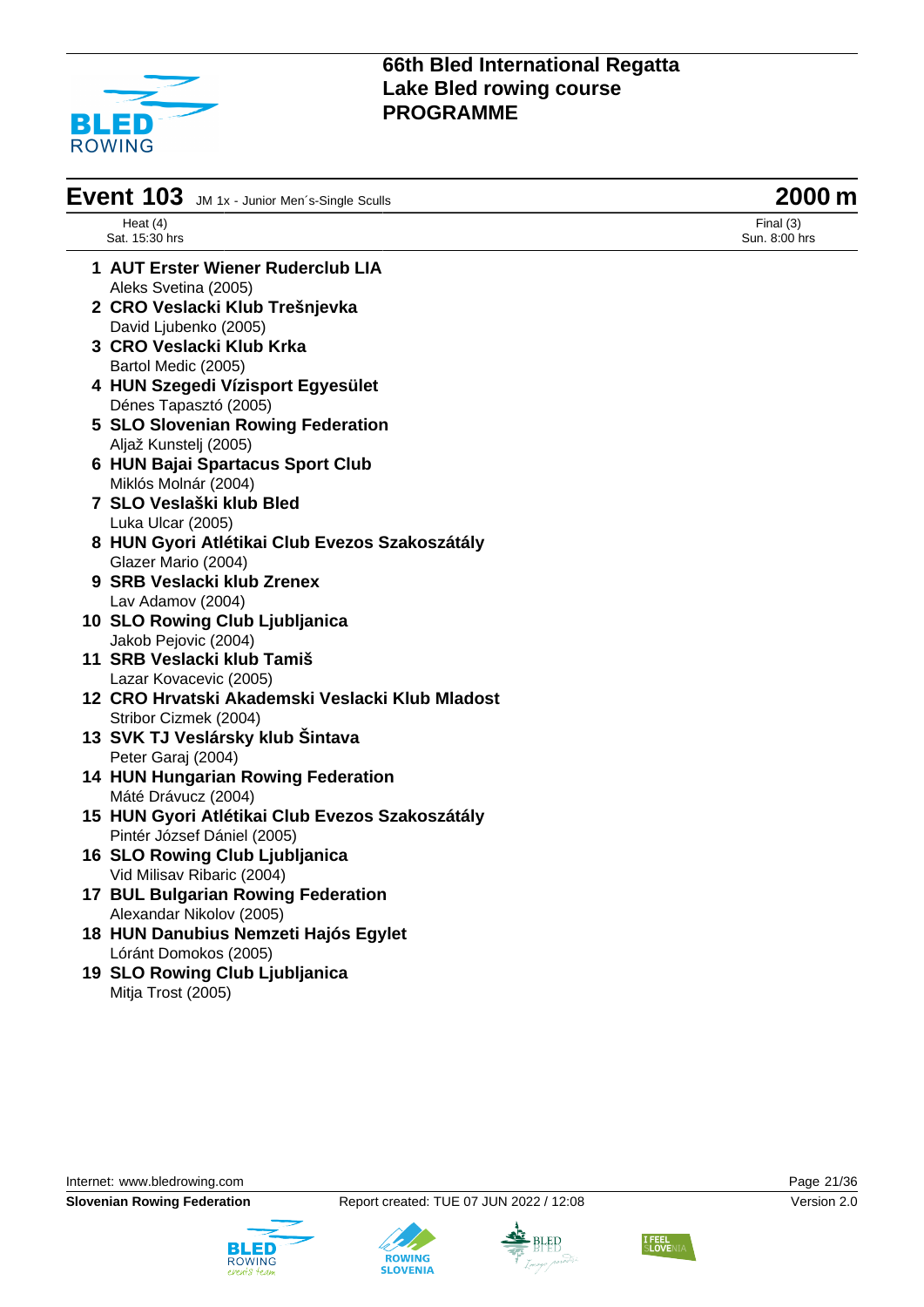# 66th Bled International Regatta
## Lake Bled rowing course
## PROGRAMME

## Event 103 JM 1x - Junior Men´s-Single Sculls — 2000 m

Heat (4)
Sat. 15:30 hrs

Final (3)
Sun. 8:00 hrs

1. **AUT Erster Wiener Ruderclub LIA**
   Aleks Svetina (2005)
2. **CRO Veslacki Klub Trešnjevka**
   David Ljubenko (2005)
3. **CRO Veslacki Klub Krka**
   Bartol Medic (2005)
4. **HUN Szegedi Vízisport Egyesület**
   Dénes Tapasztó (2005)
5. **SLO Slovenian Rowing Federation**
   Aljaž Kunstelj (2005)
6. **HUN Bajai Spartacus Sport Club**
   Miklós Molnár (2004)
7. **SLO Veslaški klub Bled**
   Luka Ulcar (2005)
8. **HUN Gyori Atlétikai Club Evezos Szakoszátály**
   Glazer Mario (2004)
9. **SRB Veslacki klub Zrenex**
   Lav Adamov (2004)
10. **SLO Rowing Club Ljubljanica**
    Jakob Pejovic (2004)
11. **SRB Veslacki klub Tamiš**
    Lazar Kovacevic (2005)
12. **CRO Hrvatski Akademski Veslacki Klub Mladost**
    Stribor Cizmek (2004)
13. **SVK TJ Veslársky klub Šintava**
    Peter Garaj (2004)
14. **HUN Hungarian Rowing Federation**
    Máté Drávucz (2004)
15. **HUN Gyori Atlétikai Club Evezos Szakoszátály**
    Pintér József Dániel (2005)
16. **SLO Rowing Club Ljubljanica**
    Vid Milisav Ribaric (2004)
17. **BUL Bulgarian Rowing Federation**
    Alexandar Nikolov (2005)
18. **HUN Danubius Nemzeti Hajós Egylet**
    Lóránt Domokos (2005)
19. **SLO Rowing Club Ljubljanica**
    Mitja Trost (2005)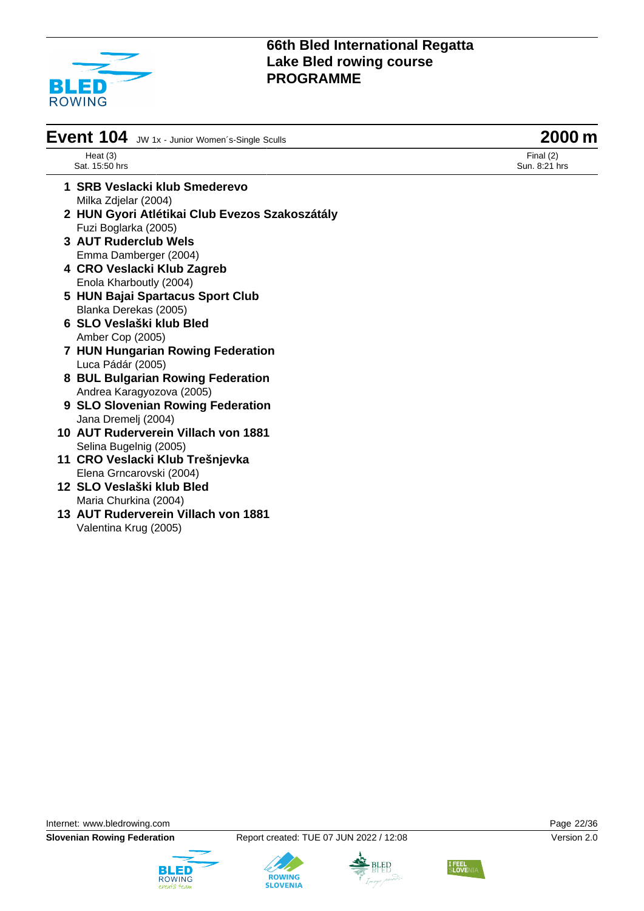# 66th Bled International Regatta
# Lake Bled rowing course
# PROGRAMME

## Event 104 JW 1x - Junior Women´s-Single Sculls — 2000 m

Heat (3)
Sat. 15:50 hrs

Final (2)
Sun. 8:21 hrs

1 **SRB Veslacki klub Smederevo**
Milka Zdjelar (2004)

2 **HUN Gyori Atlétikai Club Evezos Szakoszátály**
Fuzi Boglarka (2005)

3 **AUT Ruderclub Wels**
Emma Damberger (2004)

4 **CRO Veslacki Klub Zagreb**
Enola Kharboutly (2004)

5 **HUN Bajai Spartacus Sport Club**
Blanka Derekas (2005)

6 **SLO Veslaški klub Bled**
Amber Cop (2005)

7 **HUN Hungarian Rowing Federation**
Luca Pádár (2005)

8 **BUL Bulgarian Rowing Federation**
Andrea Karagyozova (2005)

9 **SLO Slovenian Rowing Federation**
Jana Dremelj (2004)

10 **AUT Ruderverein Villach von 1881**
Selina Bugelnig (2005)

11 **CRO Veslacki Klub Trešnjevka**
Elena Grncarovski (2004)

12 **SLO Veslaški klub Bled**
Maria Churkina (2004)

13 **AUT Ruderverein Villach von 1881**
Valentina Krug (2005)

Internet: www.bledrowing.com

**Slovenian Rowing Federation** — Report created: TUE 07 JUN 2022 / 12:08 — Version 2.0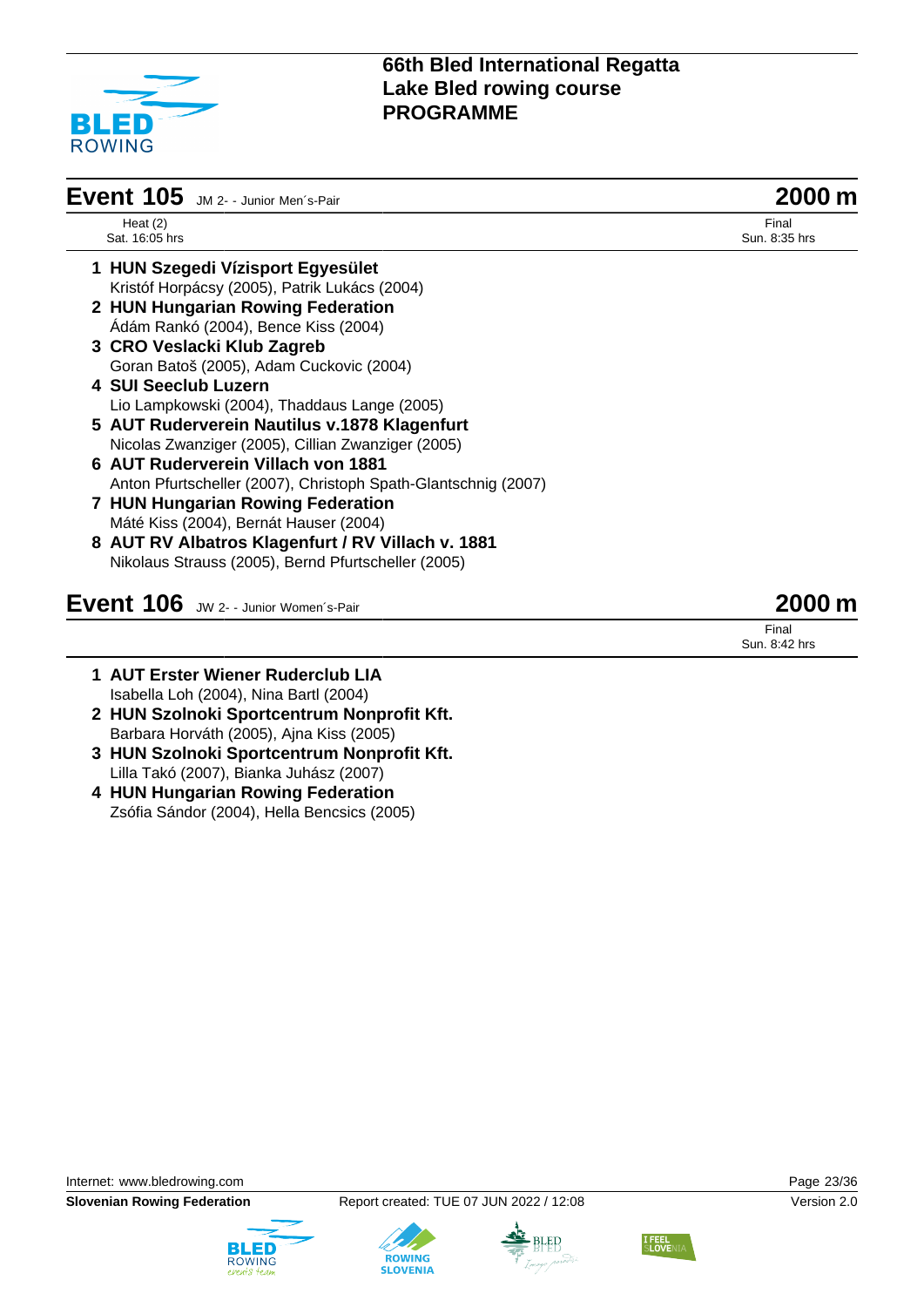# 66th Bled International Regatta
# Lake Bled rowing course
# PROGRAMME

## Event 105 JM 2- - Junior Men´s-Pair — 2000 m

| Heat (2) | Final |
|---|---|
| Sat. 16:05 hrs | Sun. 8:35 hrs |

1. **HUN Szegedi Vízisport Egyesület**
   Kristóf Horpácsy (2005), Patrik Lukács (2004)
2. **HUN Hungarian Rowing Federation**
   Ádám Rankó (2004), Bence Kiss (2004)
3. **CRO Veslacki Klub Zagreb**
   Goran Batoš (2005), Adam Cuckovic (2004)
4. **SUI Seeclub Luzern**
   Lio Lampkowski (2004), Thaddaus Lange (2005)
5. **AUT Ruderverein Nautilus v.1878 Klagenfurt**
   Nicolas Zwanziger (2005), Cillian Zwanziger (2005)
6. **AUT Ruderverein Villach von 1881**
   Anton Pfurtscheller (2007), Christoph Spath-Glantschnig (2007)
7. **HUN Hungarian Rowing Federation**
   Máté Kiss (2004), Bernát Hauser (2004)
8. **AUT RV Albatros Klagenfurt / RV Villach v. 1881**
   Nikolaus Strauss (2005), Bernd Pfurtscheller (2005)

## Event 106 JW 2- - Junior Women´s-Pair — 2000 m

| Final |
|---|
| Sun. 8:42 hrs |

1. **AUT Erster Wiener Ruderclub LIA**
   Isabella Loh (2004), Nina Bartl (2004)
2. **HUN Szolnoki Sportcentrum Nonprofit Kft.**
   Barbara Horváth (2005), Ajna Kiss (2005)
3. **HUN Szolnoki Sportcentrum Nonprofit Kft.**
   Lilla Takó (2007), Bianka Juhász (2007)
4. **HUN Hungarian Rowing Federation**
   Zsófia Sándor (2004), Hella Bencsics (2005)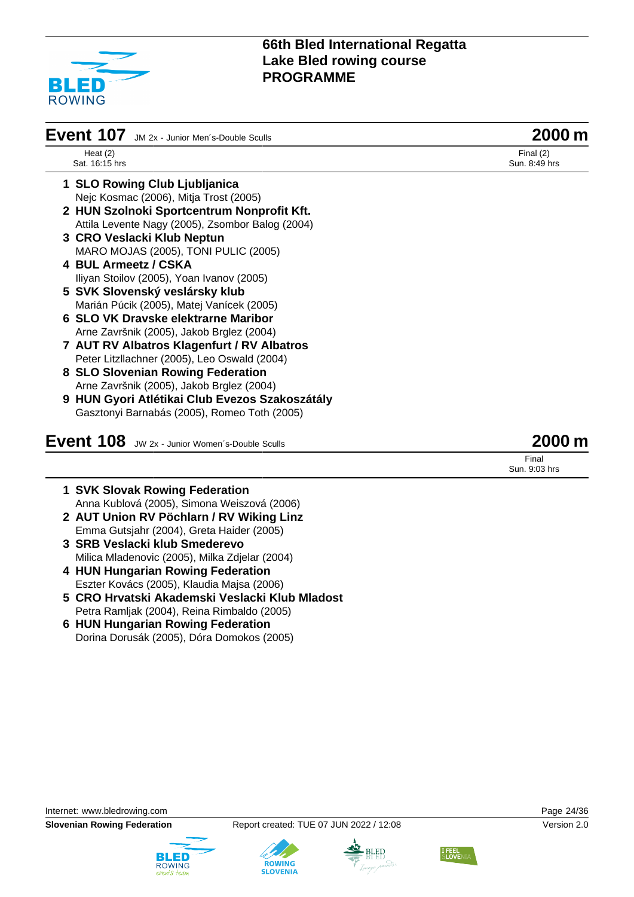# 66th Bled International Regatta
# Lake Bled rowing course
# PROGRAMME

## Event 107 JM 2x - Junior Men´s-Double Sculls — 2000 m

Heat (2)
Sat. 16:15 hrs

Final (2)
Sun. 8:49 hrs

1. **SLO Rowing Club Ljubljanica**
   Nejc Kosmac (2006), Mitja Trost (2005)
2. **HUN Szolnoki Sportcentrum Nonprofit Kft.**
   Attila Levente Nagy (2005), Zsombor Balog (2004)
3. **CRO Veslacki Klub Neptun**
   MARO MOJAS (2005), TONI PULIC (2005)
4. **BUL Armeetz / CSKA**
   Iliyan Stoilov (2005), Yoan Ivanov (2005)
5. **SVK Slovenský veslársky klub**
   Marián Púcik (2005), Matej Vanícek (2005)
6. **SLO VK Dravske elektrarne Maribor**
   Arne Završnik (2005), Jakob Brglez (2004)
7. **AUT RV Albatros Klagenfurt / RV Albatros**
   Peter Litzllachner (2005), Leo Oswald (2004)
8. **SLO Slovenian Rowing Federation**
   Arne Završnik (2005), Jakob Brglez (2004)
9. **HUN Gyori Atlétikai Club Evezos Szakoszátály**
   Gasztonyi Barnabás (2005), Romeo Toth (2005)

## Event 108 JW 2x - Junior Women´s-Double Sculls — 2000 m

Final
Sun. 9:03 hrs

1. **SVK Slovak Rowing Federation**
   Anna Kublová (2005), Simona Weiszová (2006)
2. **AUT Union RV Pöchlarn / RV Wiking Linz**
   Emma Gutsjahr (2004), Greta Haider (2005)
3. **SRB Veslacki klub Smederevo**
   Milica Mladenovic (2005), Milka Zdjelar (2004)
4. **HUN Hungarian Rowing Federation**
   Eszter Kovács (2005), Klaudia Majsa (2006)
5. **CRO Hrvatski Akademski Veslacki Klub Mladost**
   Petra Ramljak (2004), Reina Rimbaldo (2005)
6. **HUN Hungarian Rowing Federation**
   Dorina Dorusák (2005), Dóra Domokos (2005)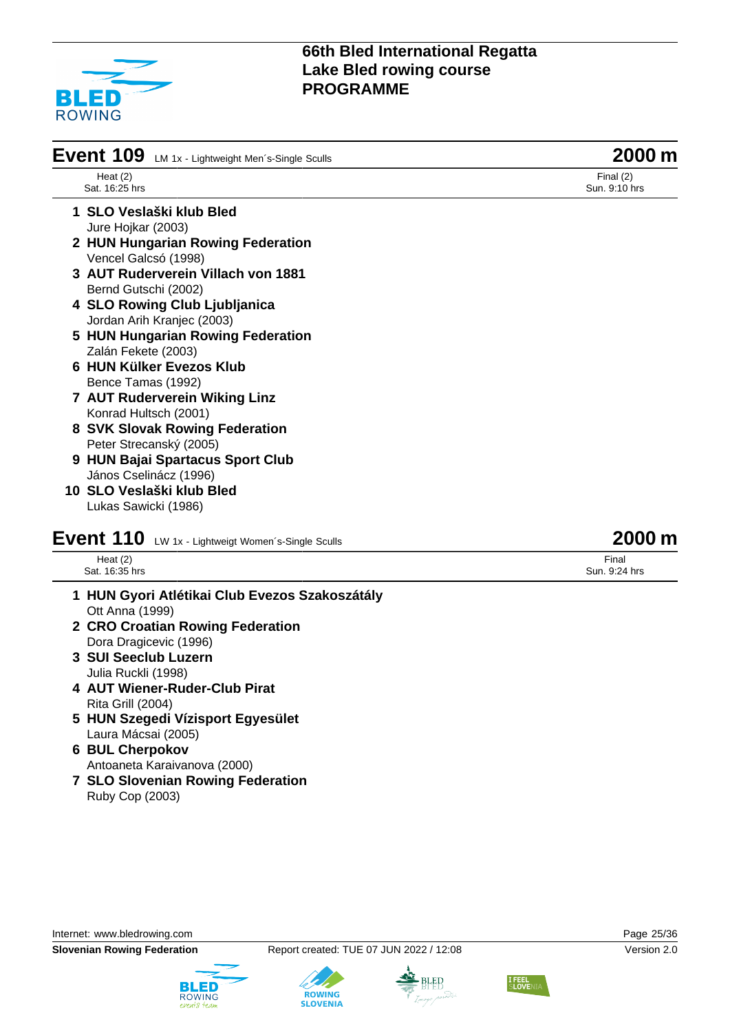## Event 109 LM 1x - Lightweight Men´s-Single Sculls — 2000 m

| Heat (2) | Final (2) |
|---|---|
| Sat. 16:25 hrs | Sun. 9:10 hrs |

1. **SLO Veslaški klub Bled**
   Jure Hojkar (2003)
2. **HUN Hungarian Rowing Federation**
   Vencel Galcsó (1998)
3. **AUT Ruderverein Villach von 1881**
   Bernd Gutschi (2002)
4. **SLO Rowing Club Ljubljanica**
   Jordan Arih Kranjec (2003)
5. **HUN Hungarian Rowing Federation**
   Zalán Fekete (2003)
6. **HUN Külker Evezos Klub**
   Bence Tamas (1992)
7. **AUT Ruderverein Wiking Linz**
   Konrad Hultsch (2001)
8. **SVK Slovak Rowing Federation**
   Peter Strecanský (2005)
9. **HUN Bajai Spartacus Sport Club**
   János Cselinácz (1996)
10. **SLO Veslaški klub Bled**
    Lukas Sawicki (1986)

## Event 110 LW 1x - Lightweigt Women´s-Single Sculls — 2000 m

| Heat (2) | Final |
|---|---|
| Sat. 16:35 hrs | Sun. 9:24 hrs |

1. **HUN Gyori Atlétikai Club Evezos Szakoszátály**
   Ott Anna (1999)
2. **CRO Croatian Rowing Federation**
   Dora Dragicevic (1996)
3. **SUI Seeclub Luzern**
   Julia Ruckli (1998)
4. **AUT Wiener-Ruder-Club Pirat**
   Rita Grill (2004)
5. **HUN Szegedi Vízisport Egyesület**
   Laura Mácsai (2005)
6. **BUL Cherpokov**
   Antoaneta Karaivanova (2000)
7. **SLO Slovenian Rowing Federation**
   Ruby Cop (2003)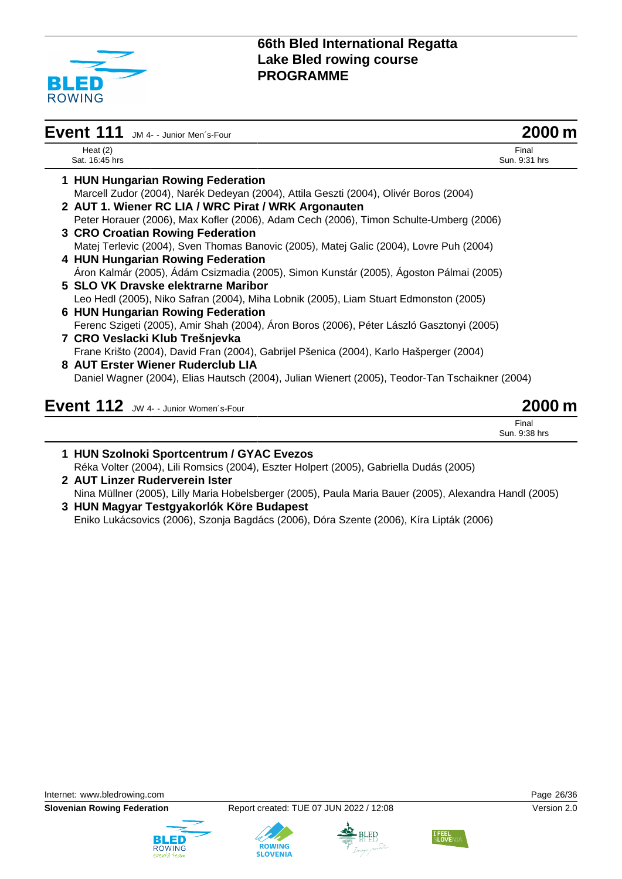## Event 111 JM 4- - Junior Men´s-Four — 2000 m

Heat (2)
Sat. 16:45 hrs

Final
Sun. 9:31 hrs

1. **HUN Hungarian Rowing Federation**
   Marcell Zudor (2004), Narék Dedeyan (2004), Attila Geszti (2004), Olivér Boros (2004)
2. **AUT 1. Wiener RC LIA / WRC Pirat / WRK Argonauten**
   Peter Horauer (2006), Max Kofler (2006), Adam Cech (2006), Timon Schulte-Umberg (2006)
3. **CRO Croatian Rowing Federation**
   Matej Terlevic (2004), Sven Thomas Banovic (2005), Matej Galic (2004), Lovre Puh (2004)
4. **HUN Hungarian Rowing Federation**
   Áron Kalmár (2005), Ádám Csizmadia (2005), Simon Kunstár (2005), Ágoston Pálmai (2005)
5. **SLO VK Dravske elektrarne Maribor**
   Leo Hedl (2005), Niko Safran (2004), Miha Lobnik (2005), Liam Stuart Edmonston (2005)
6. **HUN Hungarian Rowing Federation**
   Ferenc Szigeti (2005), Amir Shah (2004), Áron Boros (2006), Péter László Gasztonyi (2005)
7. **CRO Veslacki Klub Trešnjevka**
   Frane Krišto (2004), David Fran (2004), Gabrijel Pšenica (2004), Karlo Hašperger (2004)
8. **AUT Erster Wiener Ruderclub LIA**
   Daniel Wagner (2004), Elias Hautsch (2004), Julian Wienert (2005), Teodor-Tan Tschaikner (2004)

## Event 112 JW 4- - Junior Women´s-Four — 2000 m

Final
Sun. 9:38 hrs

1. **HUN Szolnoki Sportcentrum / GYAC Evezos**
   Réka Volter (2004), Lili Romsics (2004), Eszter Holpert (2005), Gabriella Dudás (2005)
2. **AUT Linzer Ruderverein Ister**
   Nina Müllner (2005), Lilly Maria Hobelsberger (2005), Paula Maria Bauer (2005), Alexandra Handl (2005)
3. **HUN Magyar Testgyakorlók Köre Budapest**
   Eniko Lukácsovics (2006), Szonja Bagdács (2006), Dóra Szente (2006), Kíra Lipták (2006)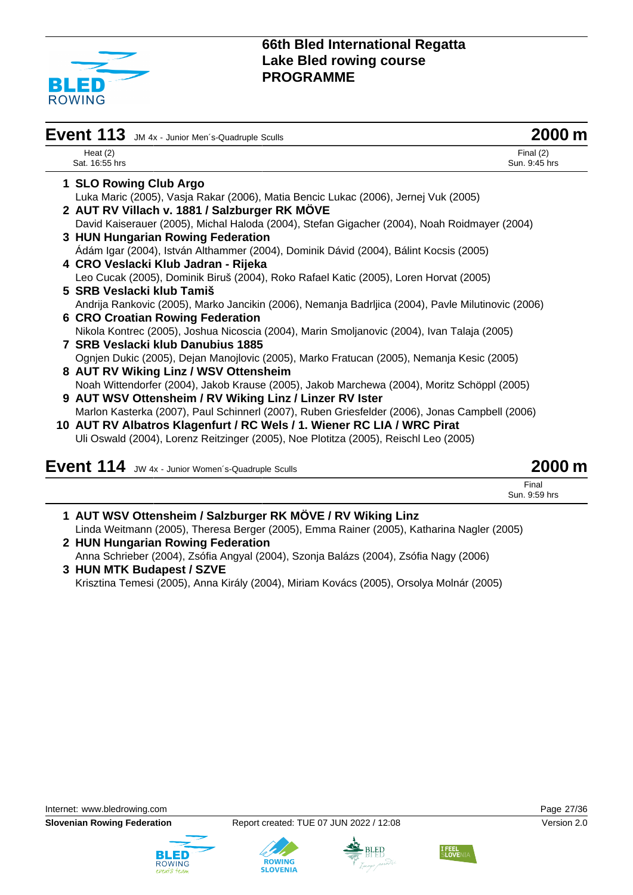## Event 113 JM 4x - Junior Men´s-Quadruple Sculls — 2000 m

Heat (2) Sat. 16:55 hrs | Final (2) Sun. 9:45 hrs

1 **SLO Rowing Club Argo**
Luka Maric (2005), Vasja Rakar (2006), Matia Bencic Lukac (2006), Jernej Vuk (2005)

2 **AUT RV Villach v. 1881 / Salzburger RK MÖVE**
David Kaiserauer (2005), Michal Haloda (2004), Stefan Gigacher (2004), Noah Roidmayer (2004)

3 **HUN Hungarian Rowing Federation**
Ádám Igar (2004), István Althammer (2004), Dominik Dávid (2004), Bálint Kocsis (2005)

4 **CRO Veslacki Klub Jadran - Rijeka**
Leo Cucak (2005), Dominik Biruš (2004), Roko Rafael Katic (2005), Loren Horvat (2005)

5 **SRB Veslacki klub Tamiš**
Andrija Rankovic (2005), Marko Jancikin (2006), Nemanja Badrljica (2004), Pavle Milutinovic (2006)

6 **CRO Croatian Rowing Federation**
Nikola Kontrec (2005), Joshua Nicoscia (2004), Marin Smoljanovic (2004), Ivan Talaja (2005)

7 **SRB Veslacki klub Danubius 1885**
Ognjen Dukic (2005), Dejan Manojlovic (2005), Marko Fratucan (2005), Nemanja Kesic (2005)

8 **AUT RV Wiking Linz / WSV Ottensheim**
Noah Wittendorfer (2004), Jakob Krause (2005), Jakob Marchewa (2004), Moritz Schöppl (2005)

9 **AUT WSV Ottensheim / RV Wiking Linz / Linzer RV Ister**
Marlon Kasterka (2007), Paul Schinnerl (2007), Ruben Griesfelder (2006), Jonas Campbell (2006)

10 **AUT RV Albatros Klagenfurt / RC Wels / 1. Wiener RC LIA / WRC Pirat**
Uli Oswald (2004), Lorenz Reitzinger (2005), Noe Plotitza (2005), Reischl Leo (2005)

## Event 114 JW 4x - Junior Women´s-Quadruple Sculls — 2000 m

Final Sun. 9:59 hrs

1 **AUT WSV Ottensheim / Salzburger RK MÖVE / RV Wiking Linz**
Linda Weitmann (2005), Theresa Berger (2005), Emma Rainer (2005), Katharina Nagler (2005)

2 **HUN Hungarian Rowing Federation**
Anna Schrieber (2004), Zsófia Angyal (2004), Szonja Balázs (2004), Zsófia Nagy (2006)

3 **HUN MTK Budapest / SZVE**
Krisztina Temesi (2005), Anna Király (2004), Miriam Kovács (2005), Orsolya Molnár (2005)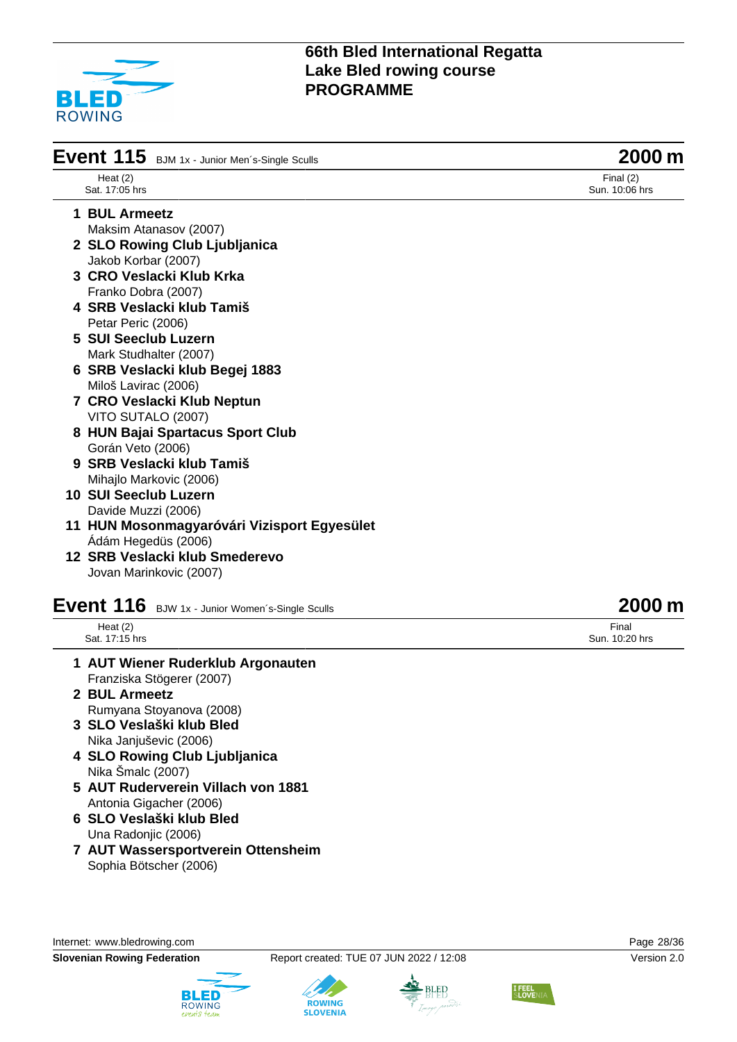## Event 115 BJM 1x - Junior Men´s-Single Sculls — 2000 m

| Heat (2) | Final (2) |
|---|---|
| Sat. 17:05 hrs | Sun. 10:06 hrs |

1. **BUL Armeetz**
   Maksim Atanasov (2007)
2. **SLO Rowing Club Ljubljanica**
   Jakob Korbar (2007)
3. **CRO Veslacki Klub Krka**
   Franko Dobra (2007)
4. **SRB Veslacki klub Tamiš**
   Petar Peric (2006)
5. **SUI Seeclub Luzern**
   Mark Studhalter (2007)
6. **SRB Veslacki klub Begej 1883**
   Miloš Lavirac (2006)
7. **CRO Veslacki Klub Neptun**
   VITO SUTALO (2007)
8. **HUN Bajai Spartacus Sport Club**
   Gorán Veto (2006)
9. **SRB Veslacki klub Tamiš**
   Mihajlo Markovic (2006)
10. **SUI Seeclub Luzern**
    Davide Muzzi (2006)
11. **HUN Mosonmagyaróvári Vizisport Egyesület**
    Ádám Hegedüs (2006)
12. **SRB Veslacki klub Smederevo**
    Jovan Marinkovic (2007)

## Event 116 BJW 1x - Junior Women´s-Single Sculls — 2000 m

| Heat (2) | Final |
|---|---|
| Sat. 17:15 hrs | Sun. 10:20 hrs |

1. **AUT Wiener Ruderklub Argonauten**
   Franziska Stögerer (2007)
2. **BUL Armeetz**
   Rumyana Stoyanova (2008)
3. **SLO Veslaški klub Bled**
   Nika Janjuševic (2006)
4. **SLO Rowing Club Ljubljanica**
   Nika Šmalc (2007)
5. **AUT Ruderverein Villach von 1881**
   Antonia Gigacher (2006)
6. **SLO Veslaški klub Bled**
   Una Radonjic (2006)
7. **AUT Wassersportverein Ottensheim**
   Sophia Bötscher (2006)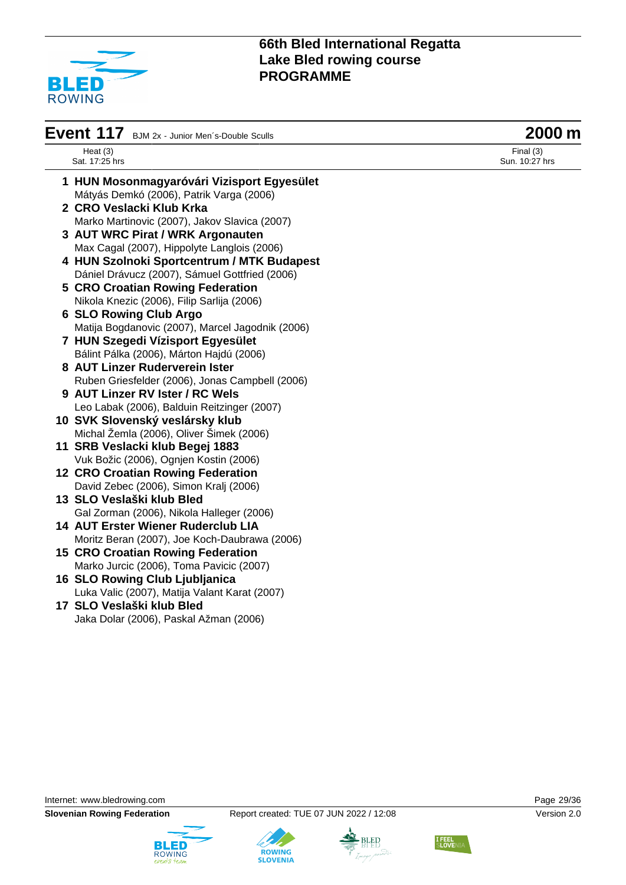# Event 117 BJM 2x - Junior Men´s-Double Sculls — 2000 m

Heat (3)
Sat. 17:25 hrs

Final (3)
Sun. 10:27 hrs

1. **HUN Mosonmagyaróvári Vizisport Egyesület**
   Mátyás Demkó (2006), Patrik Varga (2006)
2. **CRO Veslacki Klub Krka**
   Marko Martinovic (2007), Jakov Slavica (2007)
3. **AUT WRC Pirat / WRK Argonauten**
   Max Cagal (2007), Hippolyte Langlois (2006)
4. **HUN Szolnoki Sportcentrum / MTK Budapest**
   Dániel Drávucz (2007), Sámuel Gottfried (2006)
5. **CRO Croatian Rowing Federation**
   Nikola Knezic (2006), Filip Sarlija (2006)
6. **SLO Rowing Club Argo**
   Matija Bogdanovic (2007), Marcel Jagodnik (2006)
7. **HUN Szegedi Vízisport Egyesület**
   Bálint Pálka (2006), Márton Hajdú (2006)
8. **AUT Linzer Ruderverein Ister**
   Ruben Griesfelder (2006), Jonas Campbell (2006)
9. **AUT Linzer RV Ister / RC Wels**
   Leo Labak (2006), Balduin Reitzinger (2007)
10. **SVK Slovenský veslársky klub**
    Michal Žemla (2006), Oliver Šimek (2006)
11. **SRB Veslacki klub Begej 1883**
    Vuk Božic (2006), Ognjen Kostin (2006)
12. **CRO Croatian Rowing Federation**
    David Zebec (2006), Simon Kralj (2006)
13. **SLO Veslaški klub Bled**
    Gal Zorman (2006), Nikola Halleger (2006)
14. **AUT Erster Wiener Ruderclub LIA**
    Moritz Beran (2007), Joe Koch-Daubrawa (2006)
15. **CRO Croatian Rowing Federation**
    Marko Jurcic (2006), Toma Pavicic (2007)
16. **SLO Rowing Club Ljubljanica**
    Luka Valic (2007), Matija Valant Karat (2007)
17. **SLO Veslaški klub Bled**
    Jaka Dolar (2006), Paskal Ažman (2006)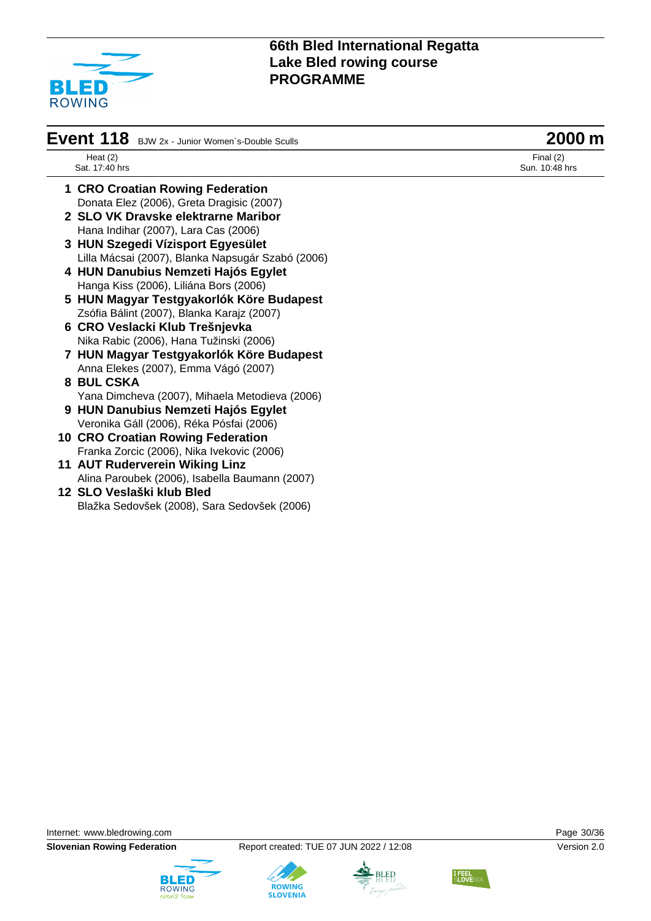# 66th Bled International Regatta
## Lake Bled rowing course
## PROGRAMME

## Event 118 BJW 2x - Junior Women´s-Double Sculls — 2000 m

Heat (2)
Sat. 17:40 hrs

Final (2)
Sun. 10:48 hrs

1. **CRO Croatian Rowing Federation**
   Donata Elez (2006), Greta Dragisic (2007)
2. **SLO VK Dravske elektrarne Maribor**
   Hana Indihar (2007), Lara Cas (2006)
3. **HUN Szegedi Vízisport Egyesület**
   Lilla Mácsai (2007), Blanka Napsugár Szabó (2006)
4. **HUN Danubius Nemzeti Hajós Egylet**
   Hanga Kiss (2006), Liliána Bors (2006)
5. **HUN Magyar Testgyakorlók Köre Budapest**
   Zsófia Bálint (2007), Blanka Karajz (2007)
6. **CRO Veslacki Klub Trešnjevka**
   Nika Rabic (2006), Hana Tužinski (2006)
7. **HUN Magyar Testgyakorlók Köre Budapest**
   Anna Elekes (2007), Emma Vágó (2007)
8. **BUL CSKA**
   Yana Dimcheva (2007), Mihaela Metodieva (2006)
9. **HUN Danubius Nemzeti Hajós Egylet**
   Veronika Gáll (2006), Réka Pósfai (2006)
10. **CRO Croatian Rowing Federation**
    Franka Zorcic (2006), Nika Ivekovic (2006)
11. **AUT Ruderverein Wiking Linz**
    Alina Paroubek (2006), Isabella Baumann (2007)
12. **SLO Veslaški klub Bled**
    Blažka Sedovšek (2008), Sara Sedovšek (2006)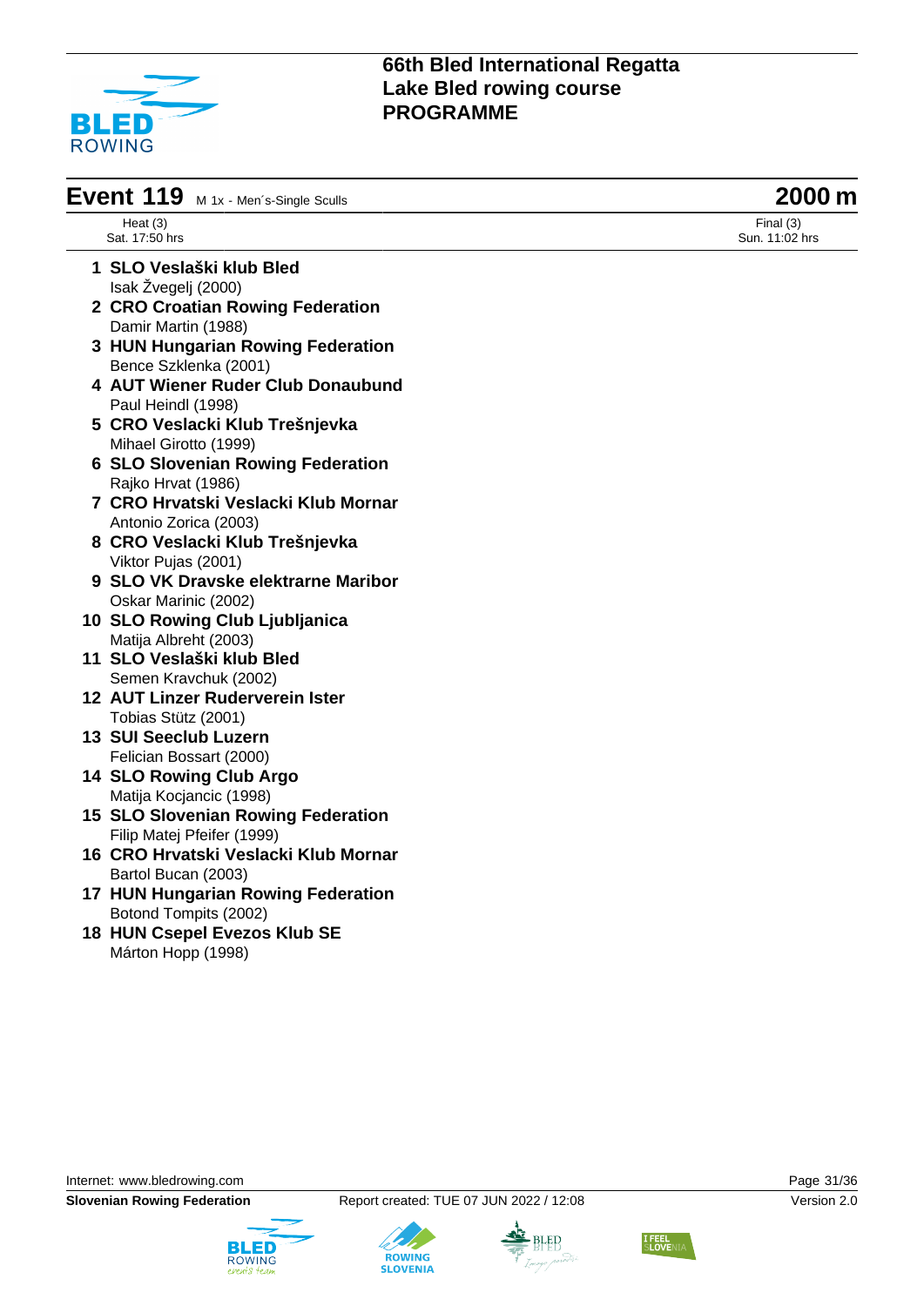# 66th Bled International Regatta
## Lake Bled rowing course
## PROGRAMME

## Event 119 M 1x - Men´s-Single Sculls — 2000 m

Heat (3)
Sat. 17:50 hrs

Final (3)
Sun. 11:02 hrs

1. **SLO Veslaški klub Bled**
   Isak Žvegelj (2000)
2. **CRO Croatian Rowing Federation**
   Damir Martin (1988)
3. **HUN Hungarian Rowing Federation**
   Bence Szklenka (2001)
4. **AUT Wiener Ruder Club Donaubund**
   Paul Heindl (1998)
5. **CRO Veslacki Klub Trešnjevka**
   Mihael Girotto (1999)
6. **SLO Slovenian Rowing Federation**
   Rajko Hrvat (1986)
7. **CRO Hrvatski Veslacki Klub Mornar**
   Antonio Zorica (2003)
8. **CRO Veslacki Klub Trešnjevka**
   Viktor Pujas (2001)
9. **SLO VK Dravske elektrarne Maribor**
   Oskar Marinic (2002)
10. **SLO Rowing Club Ljubljanica**
    Matija Albreht (2003)
11. **SLO Veslaški klub Bled**
    Semen Kravchuk (2002)
12. **AUT Linzer Ruderverein Ister**
    Tobias Stütz (2001)
13. **SUI Seeclub Luzern**
    Felician Bossart (2000)
14. **SLO Rowing Club Argo**
    Matija Kocjancic (1998)
15. **SLO Slovenian Rowing Federation**
    Filip Matej Pfeifer (1999)
16. **CRO Hrvatski Veslacki Klub Mornar**
    Bartol Bucan (2003)
17. **HUN Hungarian Rowing Federation**
    Botond Tompits (2002)
18. **HUN Csepel Evezos Klub SE**
    Márton Hopp (1998)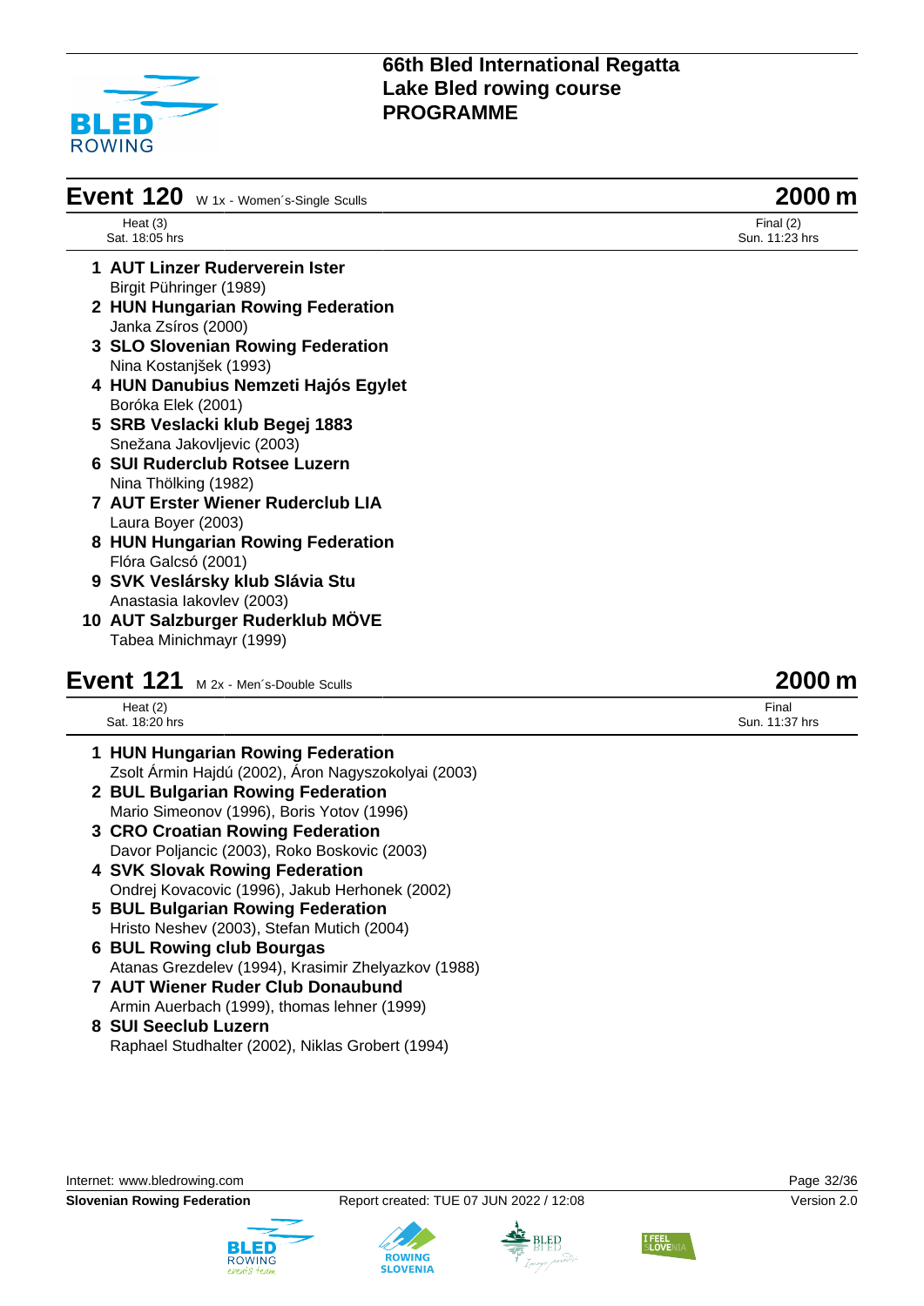# 66th Bled International Regatta
# Lake Bled rowing course
# PROGRAMME

## Event 120 W 1x - Women´s-Single Sculls — 2000 m

Heat (3)
Sat. 18:05 hrs

Final (2)
Sun. 11:23 hrs

1. **AUT Linzer Ruderverein Ister**
   Birgit Pühringer (1989)
2. **HUN Hungarian Rowing Federation**
   Janka Zsíros (2000)
3. **SLO Slovenian Rowing Federation**
   Nina Kostanjšek (1993)
4. **HUN Danubius Nemzeti Hajós Egylet**
   Boróka Elek (2001)
5. **SRB Veslacki klub Begej 1883**
   Snežana Jakovljevic (2003)
6. **SUI Ruderclub Rotsee Luzern**
   Nina Thölking (1982)
7. **AUT Erster Wiener Ruderclub LIA**
   Laura Boyer (2003)
8. **HUN Hungarian Rowing Federation**
   Flóra Galcsó (2001)
9. **SVK Veslársky klub Slávia Stu**
   Anastasia Iakovlev (2003)
10. **AUT Salzburger Ruderklub MÖVE**
    Tabea Minichmayr (1999)

## Event 121 M 2x - Men´s-Double Sculls — 2000 m

Heat (2)
Sat. 18:20 hrs

Final
Sun. 11:37 hrs

1. **HUN Hungarian Rowing Federation**
   Zsolt Ármin Hajdú (2002), Áron Nagyszokolyai (2003)
2. **BUL Bulgarian Rowing Federation**
   Mario Simeonov (1996), Boris Yotov (1996)
3. **CRO Croatian Rowing Federation**
   Davor Poljancic (2003), Roko Boskovic (2003)
4. **SVK Slovak Rowing Federation**
   Ondrej Kovacovic (1996), Jakub Herhonek (2002)
5. **BUL Bulgarian Rowing Federation**
   Hristo Neshev (2003), Stefan Mutich (2004)
6. **BUL Rowing club Bourgas**
   Atanas Grezdelev (1994), Krasimir Zhelyazkov (1988)
7. **AUT Wiener Ruder Club Donaubund**
   Armin Auerbach (1999), thomas lehner (1999)
8. **SUI Seeclub Luzern**
   Raphael Studhalter (2002), Niklas Grobert (1994)

Internet: www.bledrowing.com

**Slovenian Rowing Federation** — Report created: TUE 07 JUN 2022 / 12:08 — Version 2.0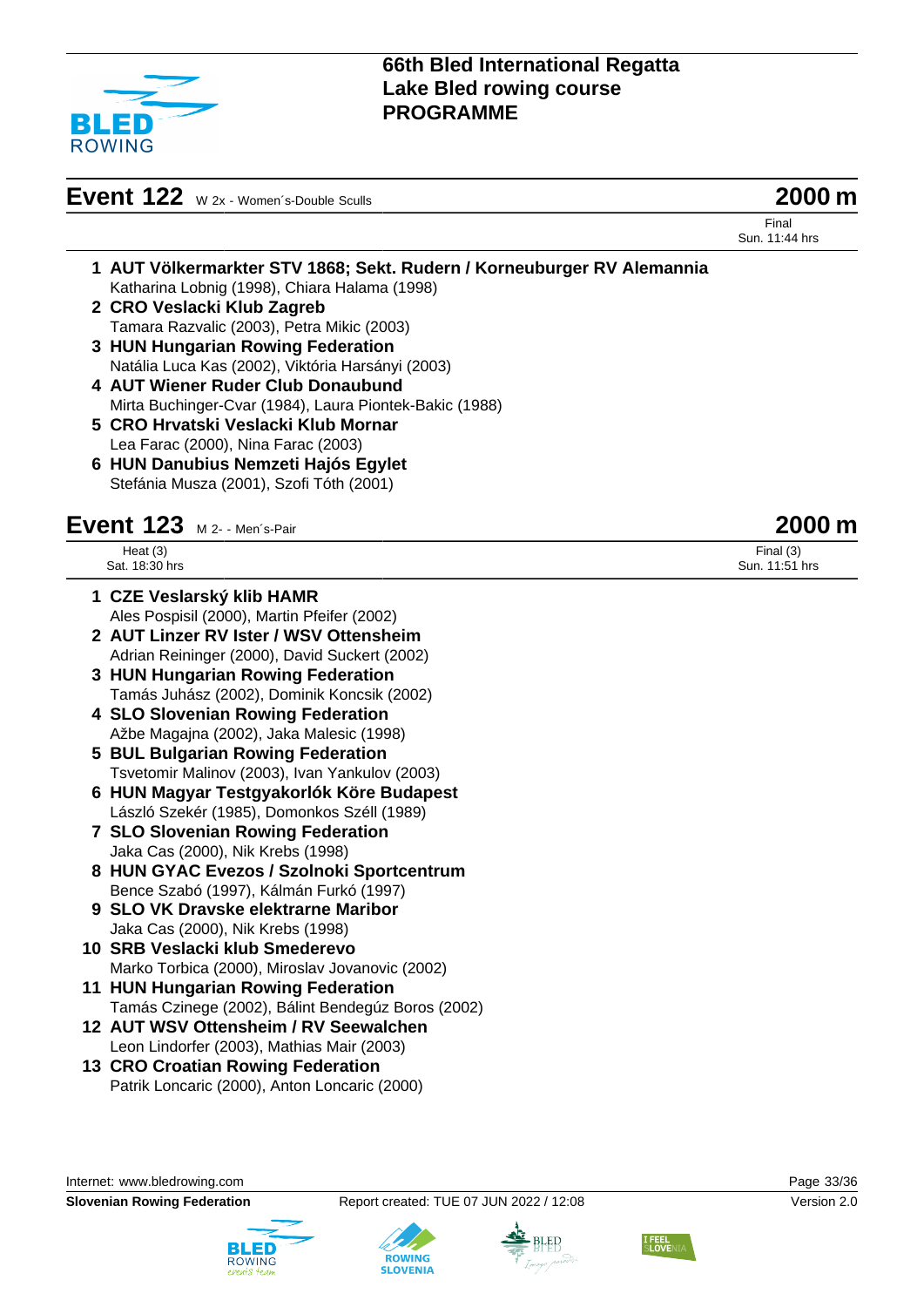# 66th Bled International Regatta
# Lake Bled rowing course
# PROGRAMME

## Event 122 W 2x - Women´s-Double Sculls — 2000 m

Final
Sun. 11:44 hrs

1. **AUT Völkermarkter STV 1868; Sekt. Rudern / Korneuburger RV Alemannia**
   Katharina Lobnig (1998), Chiara Halama (1998)
2. **CRO Veslacki Klub Zagreb**
   Tamara Razvalic (2003), Petra Mikic (2003)
3. **HUN Hungarian Rowing Federation**
   Natália Luca Kas (2002), Viktória Harsányi (2003)
4. **AUT Wiener Ruder Club Donaubund**
   Mirta Buchinger-Cvar (1984), Laura Piontek-Bakic (1988)
5. **CRO Hrvatski Veslacki Klub Mornar**
   Lea Farac (2000), Nina Farac (2003)
6. **HUN Danubius Nemzeti Hajós Egylet**
   Stefánia Musza (2001), Szofi Tóth (2001)

## Event 123 M 2- - Men´s-Pair — 2000 m

Heat (3)
Sat. 18:30 hrs

Final (3)
Sun. 11:51 hrs

1. **CZE Veslarský klib HAMR**
   Ales Pospisil (2000), Martin Pfeifer (2002)
2. **AUT Linzer RV Ister / WSV Ottensheim**
   Adrian Reininger (2000), David Suckert (2002)
3. **HUN Hungarian Rowing Federation**
   Tamás Juhász (2002), Dominik Koncsik (2002)
4. **SLO Slovenian Rowing Federation**
   Ažbe Magajna (2002), Jaka Malesic (1998)
5. **BUL Bulgarian Rowing Federation**
   Tsvetomir Malinov (2003), Ivan Yankulov (2003)
6. **HUN Magyar Testgyakorlók Köre Budapest**
   László Szekér (1985), Domonkos Széll (1989)
7. **SLO Slovenian Rowing Federation**
   Jaka Cas (2000), Nik Krebs (1998)
8. **HUN GYAC Evezos / Szolnoki Sportcentrum**
   Bence Szabó (1997), Kálmán Furkó (1997)
9. **SLO VK Dravske elektrarne Maribor**
   Jaka Cas (2000), Nik Krebs (1998)
10. **SRB Veslacki klub Smederevo**
    Marko Torbica (2000), Miroslav Jovanovic (2002)
11. **HUN Hungarian Rowing Federation**
    Tamás Czinege (2002), Bálint Bendegúz Boros (2002)
12. **AUT WSV Ottensheim / RV Seewalchen**
    Leon Lindorfer (2003), Mathias Mair (2003)
13. **CRO Croatian Rowing Federation**
    Patrik Loncaric (2000), Anton Loncaric (2000)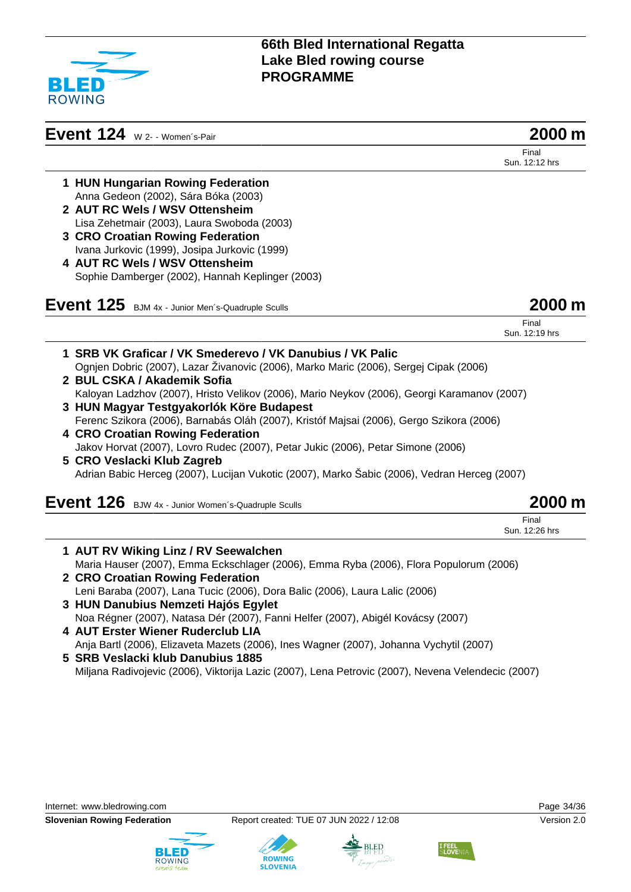## Event 124 W 2- - Women´s-Pair

**2000 m**

Final
Sun. 12:12 hrs

1. **HUN Hungarian Rowing Federation**
   Anna Gedeon (2002), Sára Bóka (2003)
2. **AUT RC Wels / WSV Ottensheim**
   Lisa Zehetmair (2003), Laura Swoboda (2003)
3. **CRO Croatian Rowing Federation**
   Ivana Jurkovic (1999), Josipa Jurkovic (1999)
4. **AUT RC Wels / WSV Ottensheim**
   Sophie Damberger (2002), Hannah Keplinger (2003)

## Event 125 BJM 4x - Junior Men´s-Quadruple Sculls

**2000 m**

Final
Sun. 12:19 hrs

1. **SRB VK Graficar / VK Smederevo / VK Danubius / VK Palic**
   Ognjen Dobric (2007), Lazar Živanovic (2006), Marko Maric (2006), Sergej Cipak (2006)
2. **BUL CSKA / Akademik Sofia**
   Kaloyan Ladzhov (2007), Hristo Velikov (2006), Mario Neykov (2006), Georgi Karamanov (2007)
3. **HUN Magyar Testgyakorlók Köre Budapest**
   Ferenc Szikora (2006), Barnabás Oláh (2007), Kristóf Majsai (2006), Gergo Szikora (2006)
4. **CRO Croatian Rowing Federation**
   Jakov Horvat (2007), Lovro Rudec (2007), Petar Jukic (2006), Petar Simone (2006)
5. **CRO Veslacki Klub Zagreb**
   Adrian Babic Herceg (2007), Lucijan Vukotic (2007), Marko Šabic (2006), Vedran Herceg (2007)

## Event 126 BJW 4x - Junior Women´s-Quadruple Sculls

**2000 m**

Final
Sun. 12:26 hrs

1. **AUT RV Wiking Linz / RV Seewalchen**
   Maria Hauser (2007), Emma Eckschlager (2006), Emma Ryba (2006), Flora Populorum (2006)
2. **CRO Croatian Rowing Federation**
   Leni Baraba (2007), Lana Tucic (2006), Dora Balic (2006), Laura Lalic (2006)
3. **HUN Danubius Nemzeti Hajós Egylet**
   Noa Régner (2007), Natasa Dér (2007), Fanni Helfer (2007), Abigél Kovácsy (2007)
4. **AUT Erster Wiener Ruderclub LIA**
   Anja Bartl (2006), Elizaveta Mazets (2006), Ines Wagner (2007), Johanna Vychytil (2007)
5. **SRB Veslacki klub Danubius 1885**
   Miljana Radivojevic (2006), Viktorija Lazic (2007), Lena Petrovic (2007), Nevena Velendecic (2007)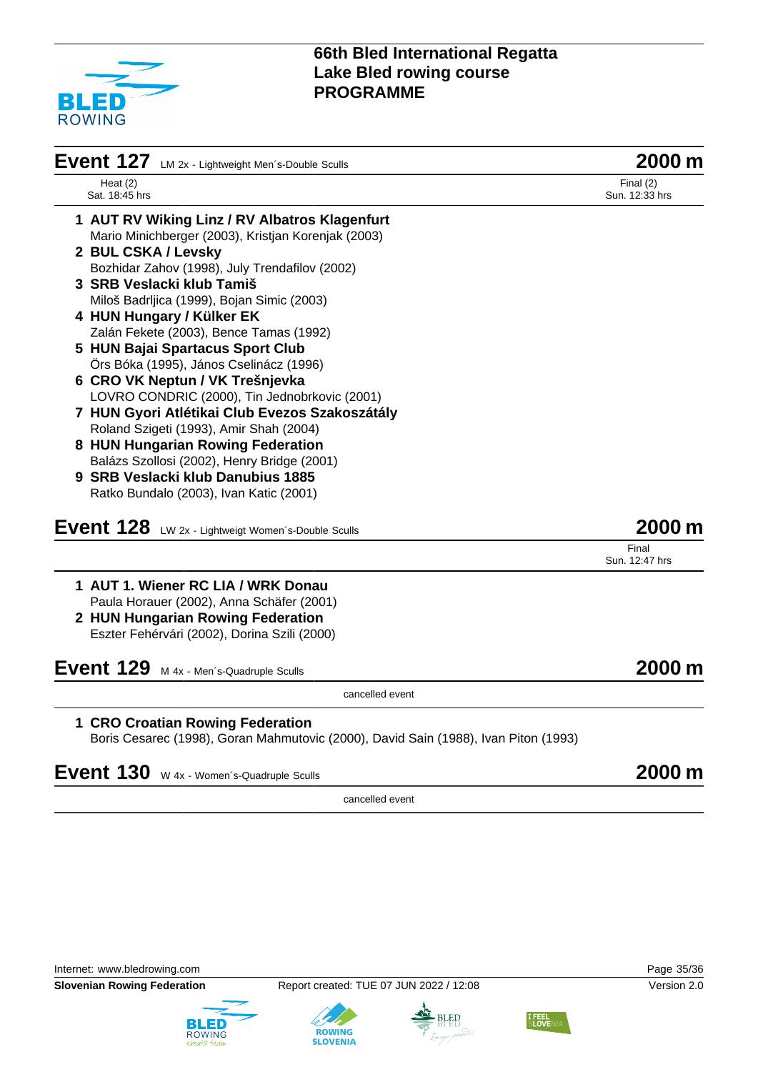## Event 127 LM 2x - Lightweight Men´s-Double Sculls — 2000 m

Heat (2)
Sat. 18:45 hrs

Final (2)
Sun. 12:33 hrs

1 **AUT RV Wiking Linz / RV Albatros Klagenfurt**
Mario Minichberger (2003), Kristjan Korenjak (2003)

2 **BUL CSKA / Levsky**
Bozhidar Zahov (1998), July Trendafilov (2002)

3 **SRB Veslacki klub Tamiš**
Miloš Badrljica (1999), Bojan Simic (2003)

4 **HUN Hungary / Külker EK**
Zalán Fekete (2003), Bence Tamas (1992)

5 **HUN Bajai Spartacus Sport Club**
Örs Bóka (1995), János Cselinácz (1996)

6 **CRO VK Neptun / VK Trešnjevka**
LOVRO CONDRIC (2000), Tin Jednobrkovic (2001)

7 **HUN Gyori Atlétikai Club Evezos Szakoszátály**
Roland Szigeti (1993), Amir Shah (2004)

8 **HUN Hungarian Rowing Federation**
Balázs Szollosi (2002), Henry Bridge (2001)

9 **SRB Veslacki klub Danubius 1885**
Ratko Bundalo (2003), Ivan Katic (2001)

## Event 128 LW 2x - Lightweigt Women´s-Double Sculls — 2000 m

Final
Sun. 12:47 hrs

1 **AUT 1. Wiener RC LIA / WRK Donau**
Paula Horauer (2002), Anna Schäfer (2001)

2 **HUN Hungarian Rowing Federation**
Eszter Fehérvári (2002), Dorina Szili (2000)

## Event 129 M 4x - Men´s-Quadruple Sculls — 2000 m

cancelled event

1 **CRO Croatian Rowing Federation**
Boris Cesarec (1998), Goran Mahmutovic (2000), David Sain (1988), Ivan Piton (1993)

## Event 130 W 4x - Women´s-Quadruple Sculls — 2000 m

cancelled event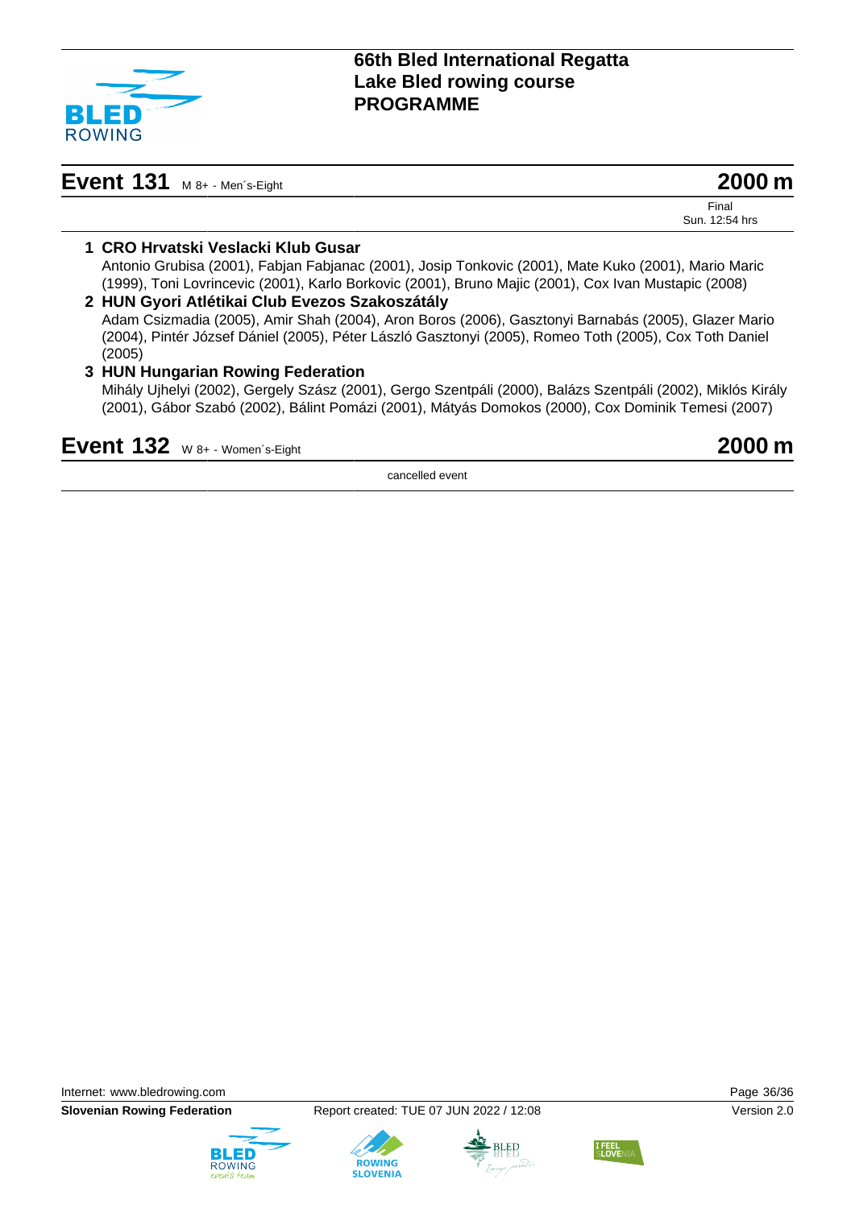# 66th Bled International Regatta
# Lake Bled rowing course
# PROGRAMME

## Event 131 M 8+ - Men´s-Eight — 2000 m

Final
Sun. 12:54 hrs

1. **CRO Hrvatski Veslacki Klub Gusar**
   Antonio Grubisa (2001), Fabjan Fabjanac (2001), Josip Tonkovic (2001), Mate Kuko (2001), Mario Maric (1999), Toni Lovrincevic (2001), Karlo Borkovic (2001), Bruno Majic (2001), Cox Ivan Mustapic (2008)
2. **HUN Gyori Atlétikai Club Evezos Szakoszátály**
   Adam Csizmadia (2005), Amir Shah (2004), Aron Boros (2006), Gasztonyi Barnabás (2005), Glazer Mario (2004), Pintér József Dániel (2005), Péter László Gasztonyi (2005), Romeo Toth (2005), Cox Toth Daniel (2005)
3. **HUN Hungarian Rowing Federation**
   Mihály Ujhelyi (2002), Gergely Szász (2001), Gergo Szentpáli (2000), Balázs Szentpáli (2002), Miklós Király (2001), Gábor Szabó (2002), Bálint Pomázi (2001), Mátyás Domokos (2000), Cox Dominik Temesi (2007)

## Event 132 W 8+ - Women´s-Eight — 2000 m

cancelled event

Internet: www.bledrowing.com

**Slovenian Rowing Federation** Report created: TUE 07 JUN 2022 / 12:08 Version 2.0